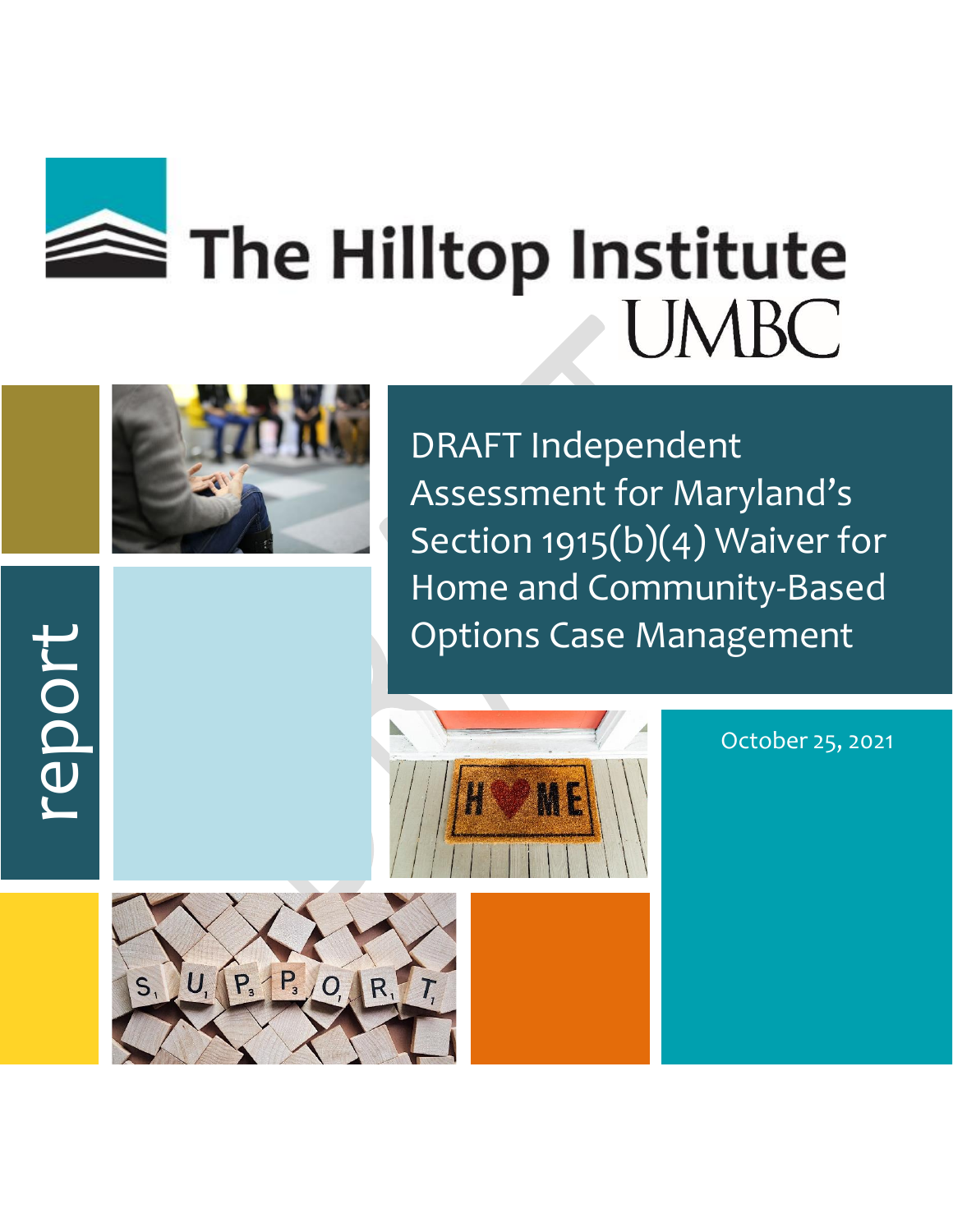The Hilltop Institute
UMBC

report

# DRAFT Independent Assessment for Maryland's Section 1915(b)(4) Waiver for Home and Community-Based Options Case Management

October 25, 2021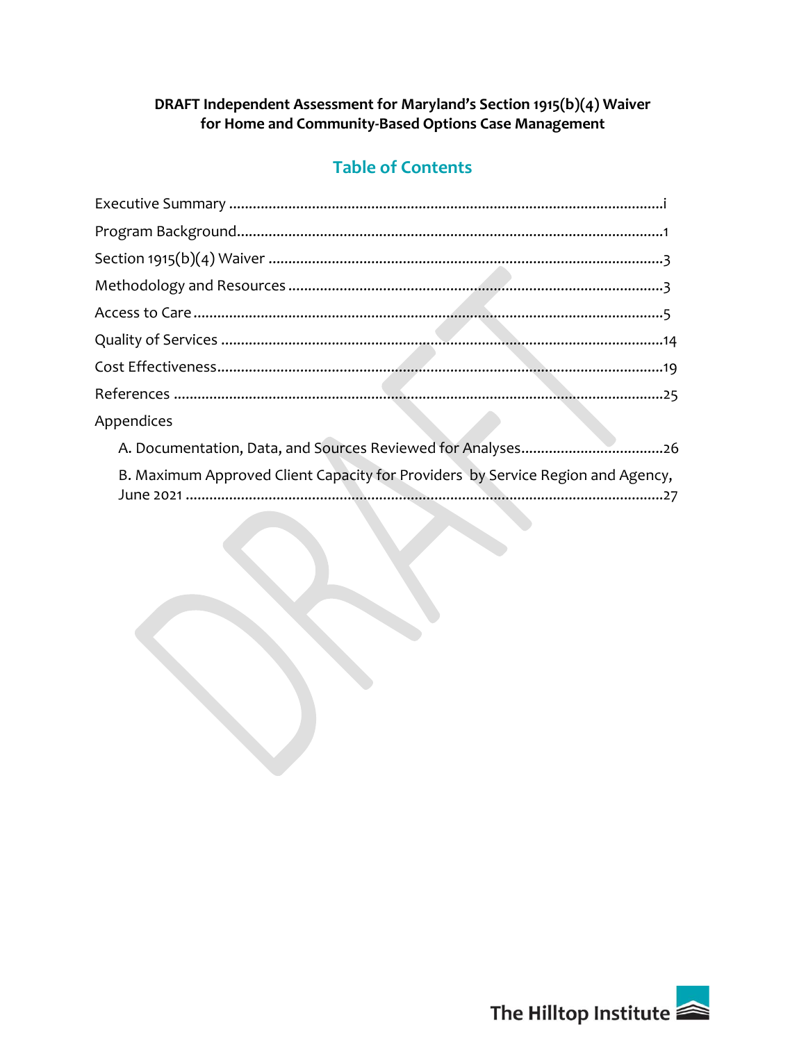**DRAFT Independent Assessment for Maryland's Section 1915(b)(4) Waiver for Home and Community-Based Options Case Management**

## Table of Contents

Executive Summary ............................................................................................................i

Program Background..........................................................................................................1

Section 1915(b)(4) Waiver ...................................................................................................3

Methodology and Resources ..............................................................................................3

Access to Care ......................................................................................................................5

Quality of Services .............................................................................................................14

Cost Effectiveness...............................................................................................................19

References ...........................................................................................................................25

Appendices

- A. Documentation, Data, and Sources Reviewed for Analyses....................................26
- B. Maximum Approved Client Capacity for Providers by Service Region and Agency, June 2021 ........................................................................................................................27

The Hilltop Institute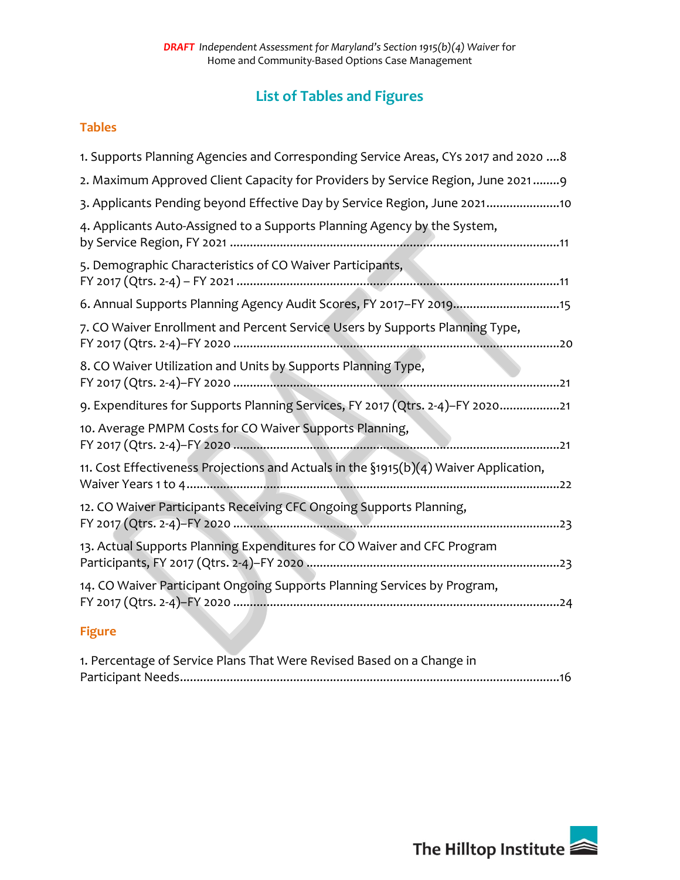# List of Tables and Figures

## Tables

1. Supports Planning Agencies and Corresponding Service Areas, CYs 2017 and 2020 ....8
2. Maximum Approved Client Capacity for Providers by Service Region, June 2021........9
3. Applicants Pending beyond Effective Day by Service Region, June 2021......................10
4. Applicants Auto-Assigned to a Supports Planning Agency by the System, by Service Region, FY 2021 ..........................................................................................................11
5. Demographic Characteristics of CO Waiver Participants, FY 2017 (Qtrs. 2-4) – FY 2021 ..........................................................................................................11
6. Annual Supports Planning Agency Audit Scores, FY 2017–FY 2019...............................15
7. CO Waiver Enrollment and Percent Service Users by Supports Planning Type, FY 2017 (Qtrs. 2-4)–FY 2020 ..........................................................................................................20
8. CO Waiver Utilization and Units by Supports Planning Type, FY 2017 (Qtrs. 2-4)–FY 2020 ..........................................................................................................21
9. Expenditures for Supports Planning Services, FY 2017 (Qtrs. 2-4)–FY 2020..................21
10. Average PMPM Costs for CO Waiver Supports Planning, FY 2017 (Qtrs. 2-4)–FY 2020 ..........................................................................................................21
11. Cost Effectiveness Projections and Actuals in the §1915(b)(4) Waiver Application, Waiver Years 1 to 4..........................................................................................................22
12. CO Waiver Participants Receiving CFC Ongoing Supports Planning, FY 2017 (Qtrs. 2-4)–FY 2020 ..........................................................................................................23
13. Actual Supports Planning Expenditures for CO Waiver and CFC Program Participants, FY 2017 (Qtrs. 2-4)–FY 2020 ..........................................................................23
14. CO Waiver Participant Ongoing Supports Planning Services by Program, FY 2017 (Qtrs. 2-4)–FY 2020 ..........................................................................................................24

## Figure

1. Percentage of Service Plans That Were Revised Based on a Change in Participant Needs..........................................................................................................16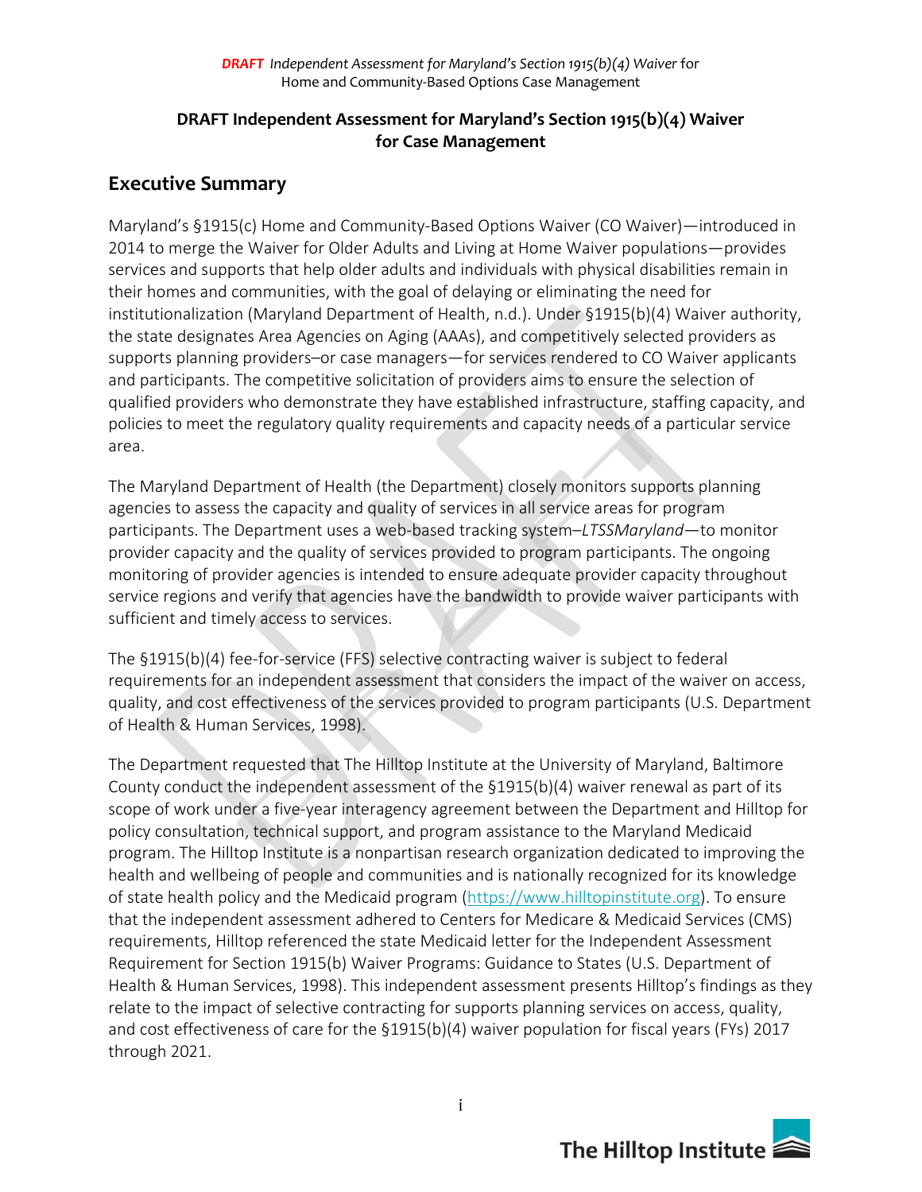## DRAFT Independent Assessment for Maryland's Section 1915(b)(4) Waiver for Case Management

### Executive Summary

Maryland's §1915(c) Home and Community-Based Options Waiver (CO Waiver)—introduced in 2014 to merge the Waiver for Older Adults and Living at Home Waiver populations—provides services and supports that help older adults and individuals with physical disabilities remain in their homes and communities, with the goal of delaying or eliminating the need for institutionalization (Maryland Department of Health, n.d.). Under §1915(b)(4) Waiver authority, the state designates Area Agencies on Aging (AAAs), and competitively selected providers as supports planning providers–or case managers—for services rendered to CO Waiver applicants and participants. The competitive solicitation of providers aims to ensure the selection of qualified providers who demonstrate they have established infrastructure, staffing capacity, and policies to meet the regulatory quality requirements and capacity needs of a particular service area.

The Maryland Department of Health (the Department) closely monitors supports planning agencies to assess the capacity and quality of services in all service areas for program participants. The Department uses a web-based tracking system–*LTSSMaryland*—to monitor provider capacity and the quality of services provided to program participants. The ongoing monitoring of provider agencies is intended to ensure adequate provider capacity throughout service regions and verify that agencies have the bandwidth to provide waiver participants with sufficient and timely access to services.

The §1915(b)(4) fee-for-service (FFS) selective contracting waiver is subject to federal requirements for an independent assessment that considers the impact of the waiver on access, quality, and cost effectiveness of the services provided to program participants (U.S. Department of Health & Human Services, 1998).

The Department requested that The Hilltop Institute at the University of Maryland, Baltimore County conduct the independent assessment of the §1915(b)(4) waiver renewal as part of its scope of work under a five-year interagency agreement between the Department and Hilltop for policy consultation, technical support, and program assistance to the Maryland Medicaid program. The Hilltop Institute is a nonpartisan research organization dedicated to improving the health and wellbeing of people and communities and is nationally recognized for its knowledge of state health policy and the Medicaid program (https://www.hilltopinstitute.org). To ensure that the independent assessment adhered to Centers for Medicare & Medicaid Services (CMS) requirements, Hilltop referenced the state Medicaid letter for the Independent Assessment Requirement for Section 1915(b) Waiver Programs: Guidance to States (U.S. Department of Health & Human Services, 1998). This independent assessment presents Hilltop's findings as they relate to the impact of selective contracting for supports planning services on access, quality, and cost effectiveness of care for the §1915(b)(4) waiver population for fiscal years (FYs) 2017 through 2021.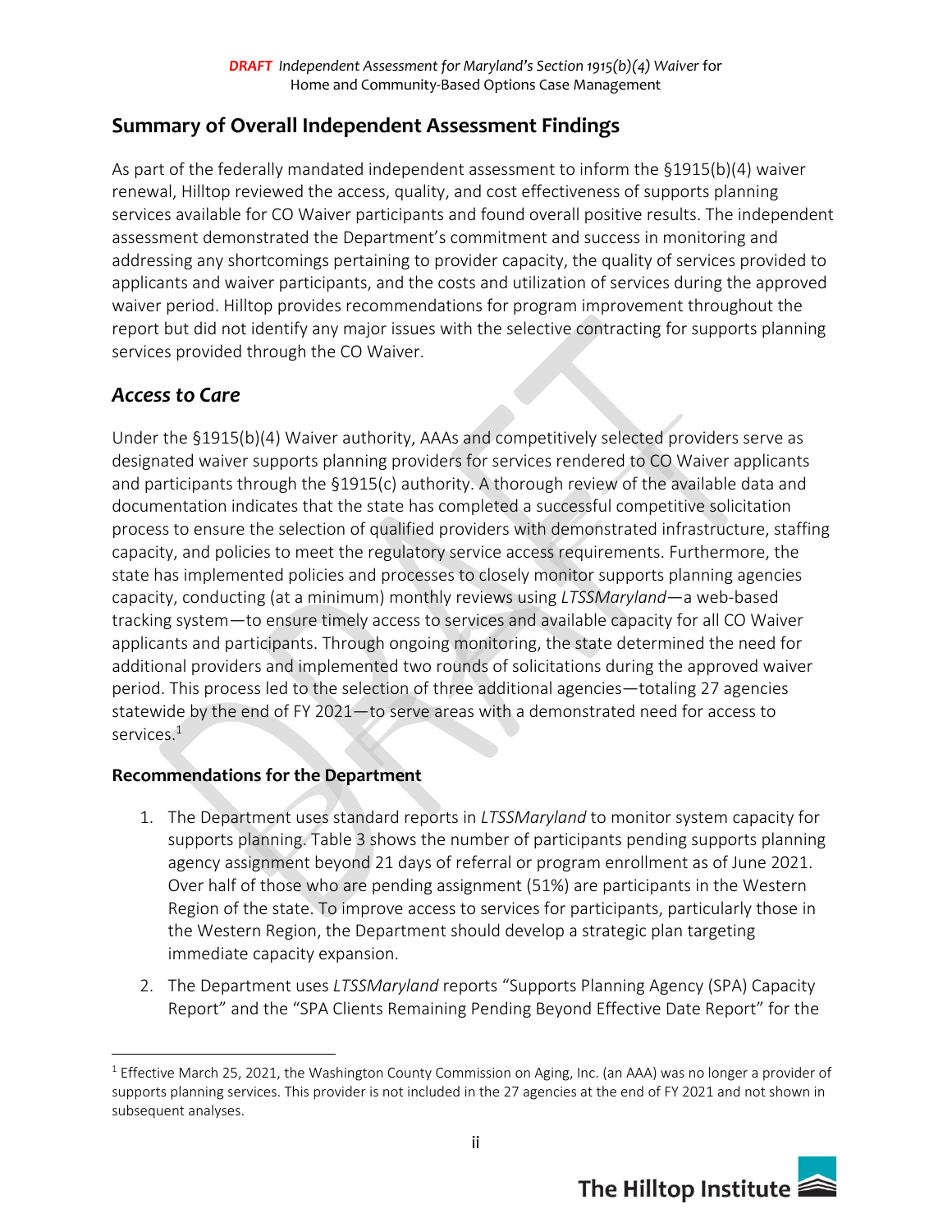## Summary of Overall Independent Assessment Findings

As part of the federally mandated independent assessment to inform the §1915(b)(4) waiver renewal, Hilltop reviewed the access, quality, and cost effectiveness of supports planning services available for CO Waiver participants and found overall positive results. The independent assessment demonstrated the Department's commitment and success in monitoring and addressing any shortcomings pertaining to provider capacity, the quality of services provided to applicants and waiver participants, and the costs and utilization of services during the approved waiver period. Hilltop provides recommendations for program improvement throughout the report but did not identify any major issues with the selective contracting for supports planning services provided through the CO Waiver.

### *Access to Care*

Under the §1915(b)(4) Waiver authority, AAAs and competitively selected providers serve as designated waiver supports planning providers for services rendered to CO Waiver applicants and participants through the §1915(c) authority. A thorough review of the available data and documentation indicates that the state has completed a successful competitive solicitation process to ensure the selection of qualified providers with demonstrated infrastructure, staffing capacity, and policies to meet the regulatory service access requirements. Furthermore, the state has implemented policies and processes to closely monitor supports planning agencies capacity, conducting (at a minimum) monthly reviews using *LTSSMaryland*—a web-based tracking system—to ensure timely access to services and available capacity for all CO Waiver applicants and participants. Through ongoing monitoring, the state determined the need for additional providers and implemented two rounds of solicitations during the approved waiver period. This process led to the selection of three additional agencies—totaling 27 agencies statewide by the end of FY 2021—to serve areas with a demonstrated need for access to services.[1]

**Recommendations for the Department**

1. The Department uses standard reports in *LTSSMaryland* to monitor system capacity for supports planning. Table 3 shows the number of participants pending supports planning agency assignment beyond 21 days of referral or program enrollment as of June 2021. Over half of those who are pending assignment (51%) are participants in the Western Region of the state. To improve access to services for participants, particularly those in the Western Region, the Department should develop a strategic plan targeting immediate capacity expansion.

2. The Department uses *LTSSMaryland* reports "Supports Planning Agency (SPA) Capacity Report" and the "SPA Clients Remaining Pending Beyond Effective Date Report" for the

---

[1] Effective March 25, 2021, the Washington County Commission on Aging, Inc. (an AAA) was no longer a provider of supports planning services. This provider is not included in the 27 agencies at the end of FY 2021 and not shown in subsequent analyses.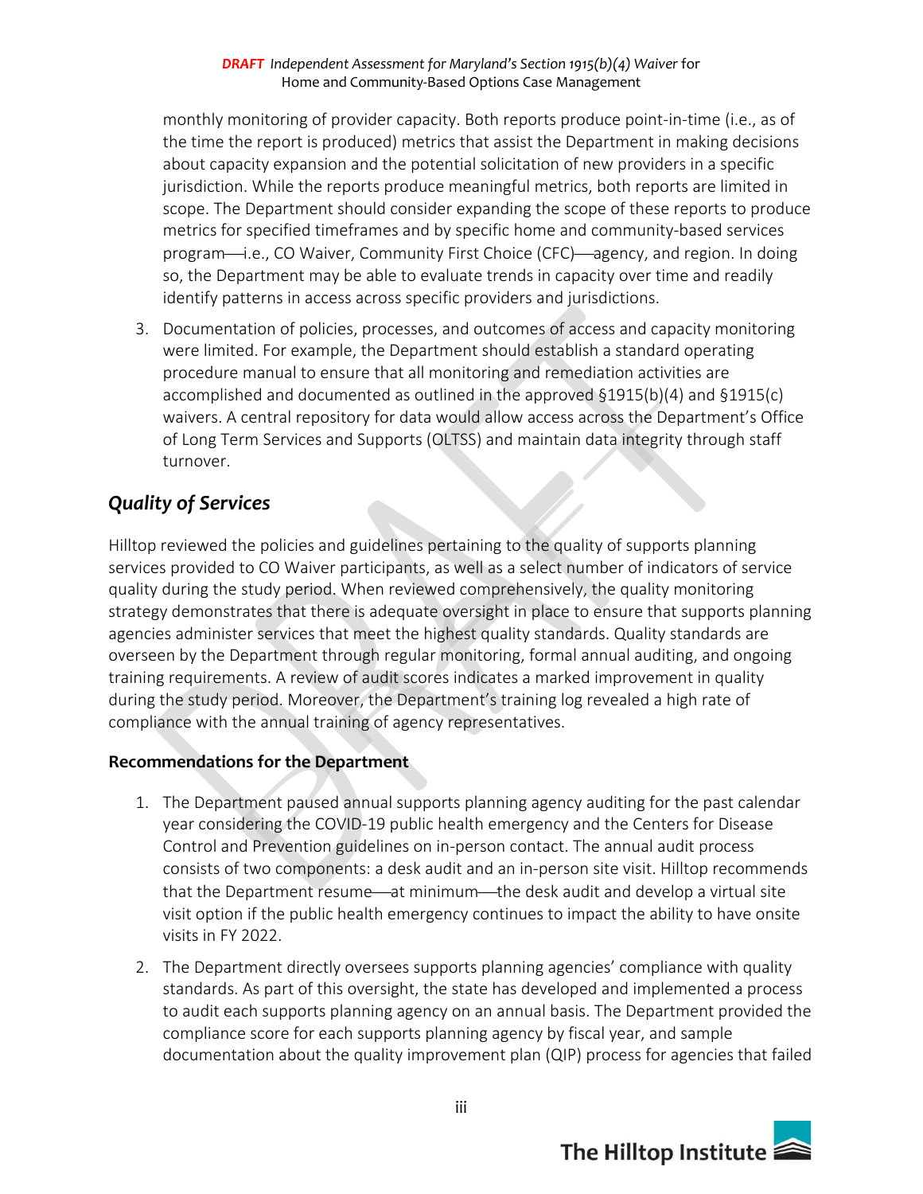monthly monitoring of provider capacity. Both reports produce point-in-time (i.e., as of the time the report is produced) metrics that assist the Department in making decisions about capacity expansion and the potential solicitation of new providers in a specific jurisdiction. While the reports produce meaningful metrics, both reports are limited in scope. The Department should consider expanding the scope of these reports to produce metrics for specified timeframes and by specific home and community-based services program—i.e., CO Waiver, Community First Choice (CFC)—agency, and region. In doing so, the Department may be able to evaluate trends in capacity over time and readily identify patterns in access across specific providers and jurisdictions.

3. Documentation of policies, processes, and outcomes of access and capacity monitoring were limited. For example, the Department should establish a standard operating procedure manual to ensure that all monitoring and remediation activities are accomplished and documented as outlined in the approved §1915(b)(4) and §1915(c) waivers. A central repository for data would allow access across the Department's Office of Long Term Services and Supports (OLTSS) and maintain data integrity through staff turnover.

## *Quality of Services*

Hilltop reviewed the policies and guidelines pertaining to the quality of supports planning services provided to CO Waiver participants, as well as a select number of indicators of service quality during the study period. When reviewed comprehensively, the quality monitoring strategy demonstrates that there is adequate oversight in place to ensure that supports planning agencies administer services that meet the highest quality standards. Quality standards are overseen by the Department through regular monitoring, formal annual auditing, and ongoing training requirements. A review of audit scores indicates a marked improvement in quality during the study period. Moreover, the Department's training log revealed a high rate of compliance with the annual training of agency representatives.

**Recommendations for the Department**

1. The Department paused annual supports planning agency auditing for the past calendar year considering the COVID-19 public health emergency and the Centers for Disease Control and Prevention guidelines on in-person contact. The annual audit process consists of two components: a desk audit and an in-person site visit. Hilltop recommends that the Department resume—at minimum—the desk audit and develop a virtual site visit option if the public health emergency continues to impact the ability to have onsite visits in FY 2022.

2. The Department directly oversees supports planning agencies' compliance with quality standards. As part of this oversight, the state has developed and implemented a process to audit each supports planning agency on an annual basis. The Department provided the compliance score for each supports planning agency by fiscal year, and sample documentation about the quality improvement plan (QIP) process for agencies that failed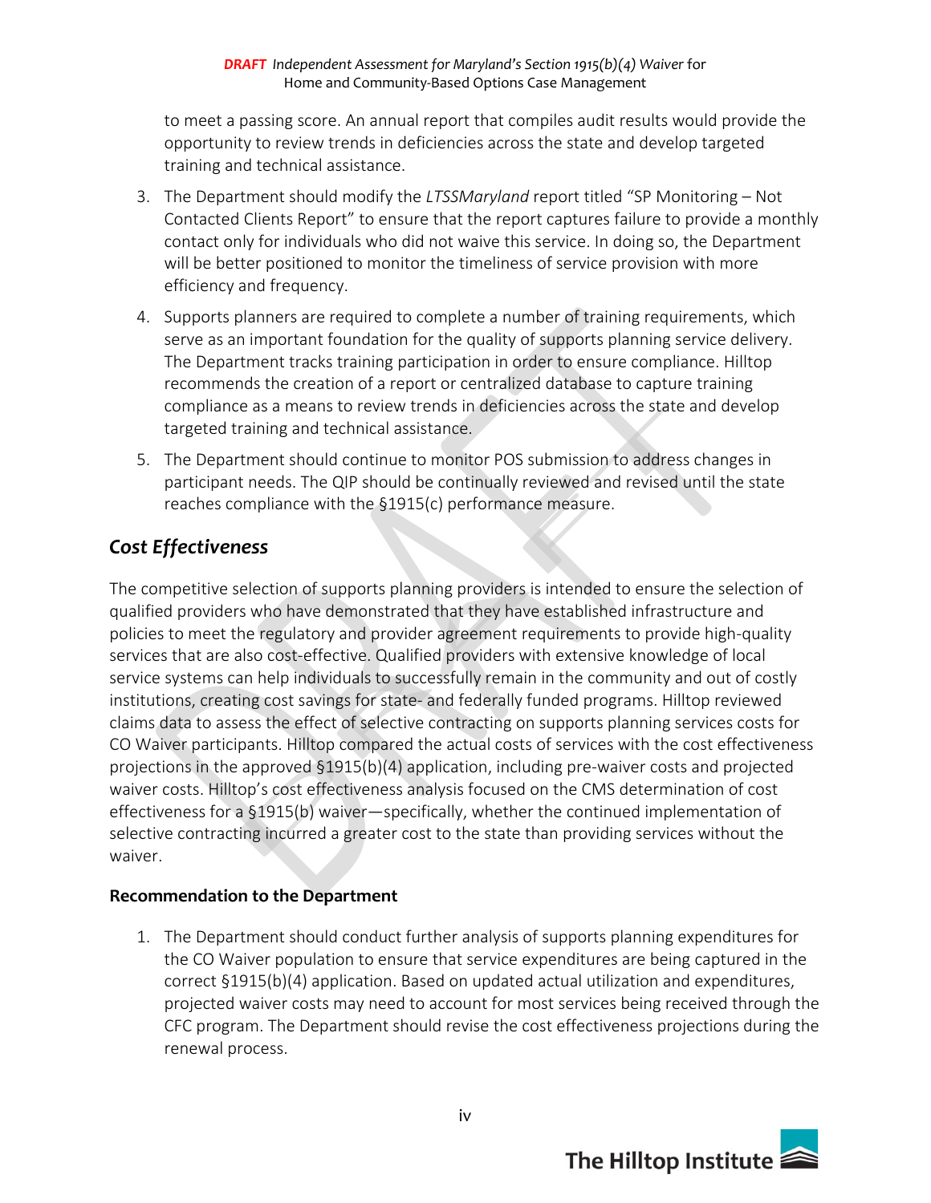to meet a passing score. An annual report that compiles audit results would provide the opportunity to review trends in deficiencies across the state and develop targeted training and technical assistance.

3. The Department should modify the *LTSSMaryland* report titled "SP Monitoring – Not Contacted Clients Report" to ensure that the report captures failure to provide a monthly contact only for individuals who did not waive this service. In doing so, the Department will be better positioned to monitor the timeliness of service provision with more efficiency and frequency.
4. Supports planners are required to complete a number of training requirements, which serve as an important foundation for the quality of supports planning service delivery. The Department tracks training participation in order to ensure compliance. Hilltop recommends the creation of a report or centralized database to capture training compliance as a means to review trends in deficiencies across the state and develop targeted training and technical assistance.
5. The Department should continue to monitor POS submission to address changes in participant needs. The QIP should be continually reviewed and revised until the state reaches compliance with the §1915(c) performance measure.

## *Cost Effectiveness*

The competitive selection of supports planning providers is intended to ensure the selection of qualified providers who have demonstrated that they have established infrastructure and policies to meet the regulatory and provider agreement requirements to provide high-quality services that are also cost-effective. Qualified providers with extensive knowledge of local service systems can help individuals to successfully remain in the community and out of costly institutions, creating cost savings for state- and federally funded programs. Hilltop reviewed claims data to assess the effect of selective contracting on supports planning services costs for CO Waiver participants. Hilltop compared the actual costs of services with the cost effectiveness projections in the approved §1915(b)(4) application, including pre-waiver costs and projected waiver costs. Hilltop's cost effectiveness analysis focused on the CMS determination of cost effectiveness for a §1915(b) waiver—specifically, whether the continued implementation of selective contracting incurred a greater cost to the state than providing services without the waiver.

**Recommendation to the Department**

1. The Department should conduct further analysis of supports planning expenditures for the CO Waiver population to ensure that service expenditures are being captured in the correct §1915(b)(4) application. Based on updated actual utilization and expenditures, projected waiver costs may need to account for most services being received through the CFC program. The Department should revise the cost effectiveness projections during the renewal process.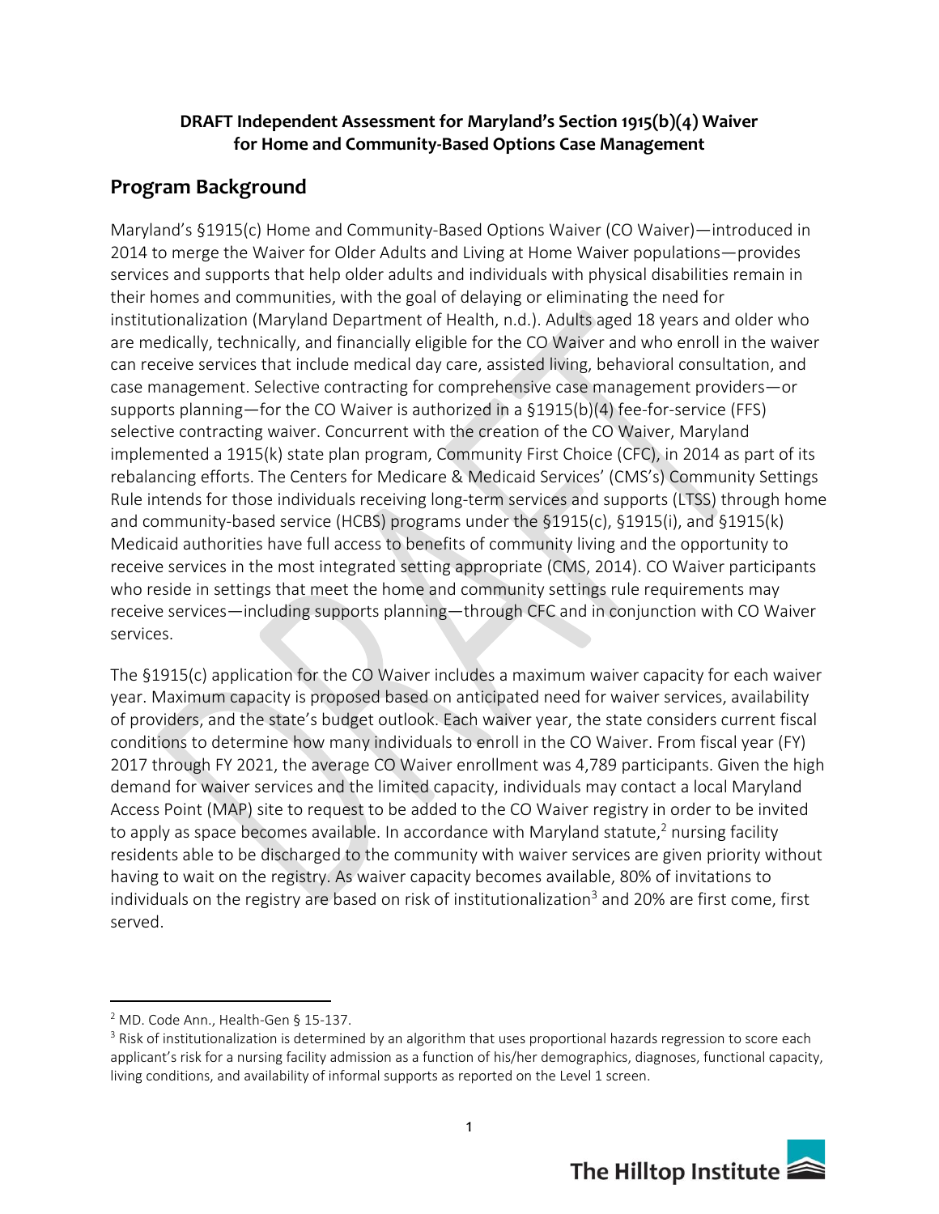**DRAFT Independent Assessment for Maryland's Section 1915(b)(4) Waiver for Home and Community-Based Options Case Management**

## Program Background

Maryland's §1915(c) Home and Community-Based Options Waiver (CO Waiver)—introduced in 2014 to merge the Waiver for Older Adults and Living at Home Waiver populations—provides services and supports that help older adults and individuals with physical disabilities remain in their homes and communities, with the goal of delaying or eliminating the need for institutionalization (Maryland Department of Health, n.d.). Adults aged 18 years and older who are medically, technically, and financially eligible for the CO Waiver and who enroll in the waiver can receive services that include medical day care, assisted living, behavioral consultation, and case management. Selective contracting for comprehensive case management providers—or supports planning—for the CO Waiver is authorized in a §1915(b)(4) fee-for-service (FFS) selective contracting waiver. Concurrent with the creation of the CO Waiver, Maryland implemented a 1915(k) state plan program, Community First Choice (CFC), in 2014 as part of its rebalancing efforts. The Centers for Medicare & Medicaid Services' (CMS's) Community Settings Rule intends for those individuals receiving long-term services and supports (LTSS) through home and community-based service (HCBS) programs under the §1915(c), §1915(i), and §1915(k) Medicaid authorities have full access to benefits of community living and the opportunity to receive services in the most integrated setting appropriate (CMS, 2014). CO Waiver participants who reside in settings that meet the home and community settings rule requirements may receive services—including supports planning—through CFC and in conjunction with CO Waiver services.

The §1915(c) application for the CO Waiver includes a maximum waiver capacity for each waiver year. Maximum capacity is proposed based on anticipated need for waiver services, availability of providers, and the state's budget outlook. Each waiver year, the state considers current fiscal conditions to determine how many individuals to enroll in the CO Waiver. From fiscal year (FY) 2017 through FY 2021, the average CO Waiver enrollment was 4,789 participants. Given the high demand for waiver services and the limited capacity, individuals may contact a local Maryland Access Point (MAP) site to request to be added to the CO Waiver registry in order to be invited to apply as space becomes available. In accordance with Maryland statute,[2] nursing facility residents able to be discharged to the community with waiver services are given priority without having to wait on the registry. As waiver capacity becomes available, 80% of invitations to individuals on the registry are based on risk of institutionalization[3] and 20% are first come, first served.

---

[2] MD. Code Ann., Health-Gen § 15-137.

[3] Risk of institutionalization is determined by an algorithm that uses proportional hazards regression to score each applicant's risk for a nursing facility admission as a function of his/her demographics, diagnoses, functional capacity, living conditions, and availability of informal supports as reported on the Level 1 screen.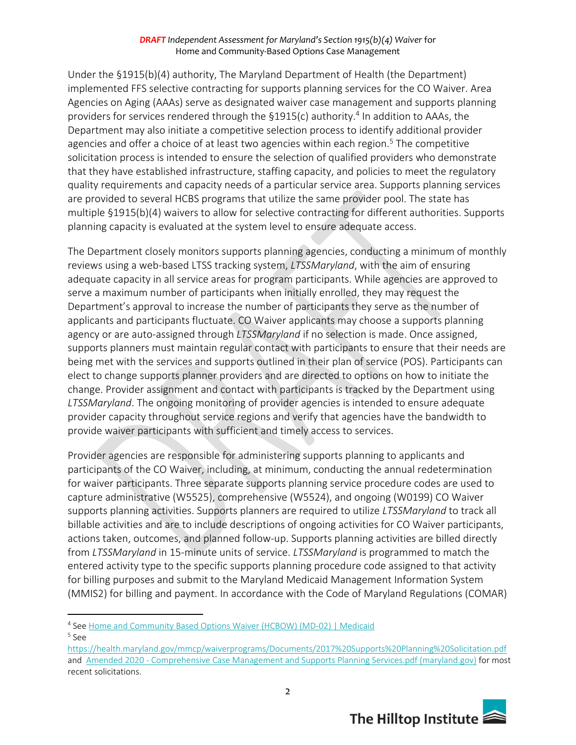Under the §1915(b)(4) authority, The Maryland Department of Health (the Department) implemented FFS selective contracting for supports planning services for the CO Waiver. Area Agencies on Aging (AAAs) serve as designated waiver case management and supports planning providers for services rendered through the §1915(c) authority.[4] In addition to AAAs, the Department may also initiate a competitive selection process to identify additional provider agencies and offer a choice of at least two agencies within each region.[5] The competitive solicitation process is intended to ensure the selection of qualified providers who demonstrate that they have established infrastructure, staffing capacity, and policies to meet the regulatory quality requirements and capacity needs of a particular service area. Supports planning services are provided to several HCBS programs that utilize the same provider pool. The state has multiple §1915(b)(4) waivers to allow for selective contracting for different authorities. Supports planning capacity is evaluated at the system level to ensure adequate access.

The Department closely monitors supports planning agencies, conducting a minimum of monthly reviews using a web-based LTSS tracking system, *LTSSMaryland*, with the aim of ensuring adequate capacity in all service areas for program participants. While agencies are approved to serve a maximum number of participants when initially enrolled, they may request the Department's approval to increase the number of participants they serve as the number of applicants and participants fluctuate. CO Waiver applicants may choose a supports planning agency or are auto-assigned through *LTSSMaryland* if no selection is made. Once assigned, supports planners must maintain regular contact with participants to ensure that their needs are being met with the services and supports outlined in their plan of service (POS). Participants can elect to change supports planner providers and are directed to options on how to initiate the change. Provider assignment and contact with participants is tracked by the Department using *LTSSMaryland*. The ongoing monitoring of provider agencies is intended to ensure adequate provider capacity throughout service regions and verify that agencies have the bandwidth to provide waiver participants with sufficient and timely access to services.

Provider agencies are responsible for administering supports planning to applicants and participants of the CO Waiver, including, at minimum, conducting the annual redetermination for waiver participants. Three separate supports planning service procedure codes are used to capture administrative (W5525), comprehensive (W5524), and ongoing (W0199) CO Waiver supports planning activities. Supports planners are required to utilize *LTSSMaryland* to track all billable activities and are to include descriptions of ongoing activities for CO Waiver participants, actions taken, outcomes, and planned follow-up. Supports planning activities are billed directly from *LTSSMaryland* in 15-minute units of service. *LTSSMaryland* is programmed to match the entered activity type to the specific supports planning procedure code assigned to that activity for billing purposes and submit to the Maryland Medicaid Management Information System (MMIS2) for billing and payment. In accordance with the Code of Maryland Regulations (COMAR)

---

[4] See Home and Community Based Options Waiver (HCBOW) (MD-02) | Medicaid

[5] See https://health.maryland.gov/mmcp/waiverprograms/Documents/2017%20Supports%20Planning%20Solicitation.pdf and Amended 2020 - Comprehensive Case Management and Supports Planning Services.pdf (maryland.gov) for most recent solicitations.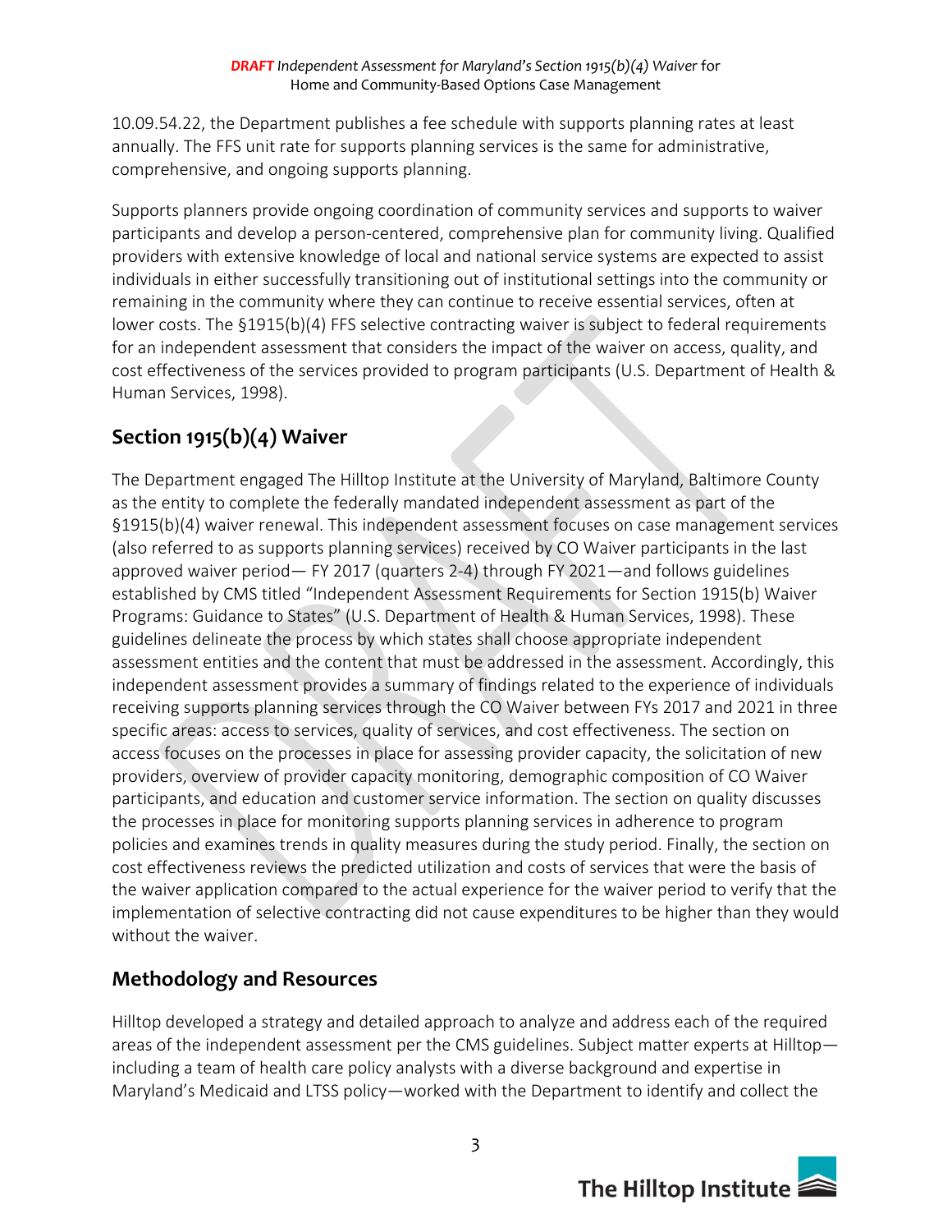10.09.54.22, the Department publishes a fee schedule with supports planning rates at least annually. The FFS unit rate for supports planning services is the same for administrative, comprehensive, and ongoing supports planning.

Supports planners provide ongoing coordination of community services and supports to waiver participants and develop a person-centered, comprehensive plan for community living. Qualified providers with extensive knowledge of local and national service systems are expected to assist individuals in either successfully transitioning out of institutional settings into the community or remaining in the community where they can continue to receive essential services, often at lower costs. The §1915(b)(4) FFS selective contracting waiver is subject to federal requirements for an independent assessment that considers the impact of the waiver on access, quality, and cost effectiveness of the services provided to program participants (U.S. Department of Health & Human Services, 1998).

## Section 1915(b)(4) Waiver

The Department engaged The Hilltop Institute at the University of Maryland, Baltimore County as the entity to complete the federally mandated independent assessment as part of the §1915(b)(4) waiver renewal. This independent assessment focuses on case management services (also referred to as supports planning services) received by CO Waiver participants in the last approved waiver period— FY 2017 (quarters 2-4) through FY 2021—and follows guidelines established by CMS titled "Independent Assessment Requirements for Section 1915(b) Waiver Programs: Guidance to States" (U.S. Department of Health & Human Services, 1998). These guidelines delineate the process by which states shall choose appropriate independent assessment entities and the content that must be addressed in the assessment. Accordingly, this independent assessment provides a summary of findings related to the experience of individuals receiving supports planning services through the CO Waiver between FYs 2017 and 2021 in three specific areas: access to services, quality of services, and cost effectiveness. The section on access focuses on the processes in place for assessing provider capacity, the solicitation of new providers, overview of provider capacity monitoring, demographic composition of CO Waiver participants, and education and customer service information. The section on quality discusses the processes in place for monitoring supports planning services in adherence to program policies and examines trends in quality measures during the study period. Finally, the section on cost effectiveness reviews the predicted utilization and costs of services that were the basis of the waiver application compared to the actual experience for the waiver period to verify that the implementation of selective contracting did not cause expenditures to be higher than they would without the waiver.

## Methodology and Resources

Hilltop developed a strategy and detailed approach to analyze and address each of the required areas of the independent assessment per the CMS guidelines. Subject matter experts at Hilltop—including a team of health care policy analysts with a diverse background and expertise in Maryland's Medicaid and LTSS policy—worked with the Department to identify and collect the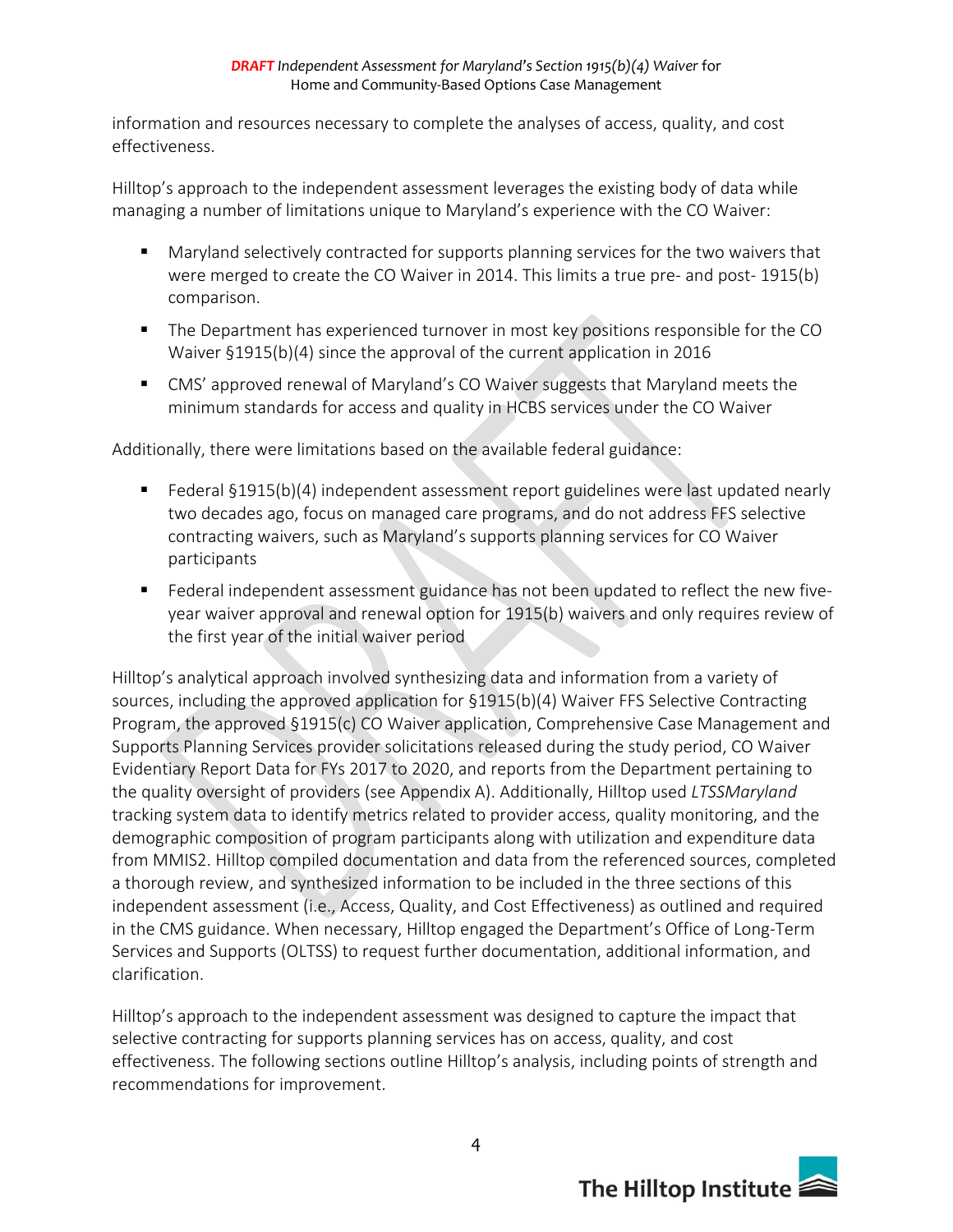information and resources necessary to complete the analyses of access, quality, and cost effectiveness.

Hilltop's approach to the independent assessment leverages the existing body of data while managing a number of limitations unique to Maryland's experience with the CO Waiver:

- Maryland selectively contracted for supports planning services for the two waivers that were merged to create the CO Waiver in 2014. This limits a true pre- and post- 1915(b) comparison.
- The Department has experienced turnover in most key positions responsible for the CO Waiver §1915(b)(4) since the approval of the current application in 2016
- CMS' approved renewal of Maryland's CO Waiver suggests that Maryland meets the minimum standards for access and quality in HCBS services under the CO Waiver

Additionally, there were limitations based on the available federal guidance:

- Federal §1915(b)(4) independent assessment report guidelines were last updated nearly two decades ago, focus on managed care programs, and do not address FFS selective contracting waivers, such as Maryland's supports planning services for CO Waiver participants
- Federal independent assessment guidance has not been updated to reflect the new five-year waiver approval and renewal option for 1915(b) waivers and only requires review of the first year of the initial waiver period

Hilltop's analytical approach involved synthesizing data and information from a variety of sources, including the approved application for §1915(b)(4) Waiver FFS Selective Contracting Program, the approved §1915(c) CO Waiver application, Comprehensive Case Management and Supports Planning Services provider solicitations released during the study period, CO Waiver Evidentiary Report Data for FYs 2017 to 2020, and reports from the Department pertaining to the quality oversight of providers (see Appendix A). Additionally, Hilltop used *LTSSMaryland* tracking system data to identify metrics related to provider access, quality monitoring, and the demographic composition of program participants along with utilization and expenditure data from MMIS2. Hilltop compiled documentation and data from the referenced sources, completed a thorough review, and synthesized information to be included in the three sections of this independent assessment (i.e., Access, Quality, and Cost Effectiveness) as outlined and required in the CMS guidance. When necessary, Hilltop engaged the Department's Office of Long-Term Services and Supports (OLTSS) to request further documentation, additional information, and clarification.

Hilltop's approach to the independent assessment was designed to capture the impact that selective contracting for supports planning services has on access, quality, and cost effectiveness. The following sections outline Hilltop's analysis, including points of strength and recommendations for improvement.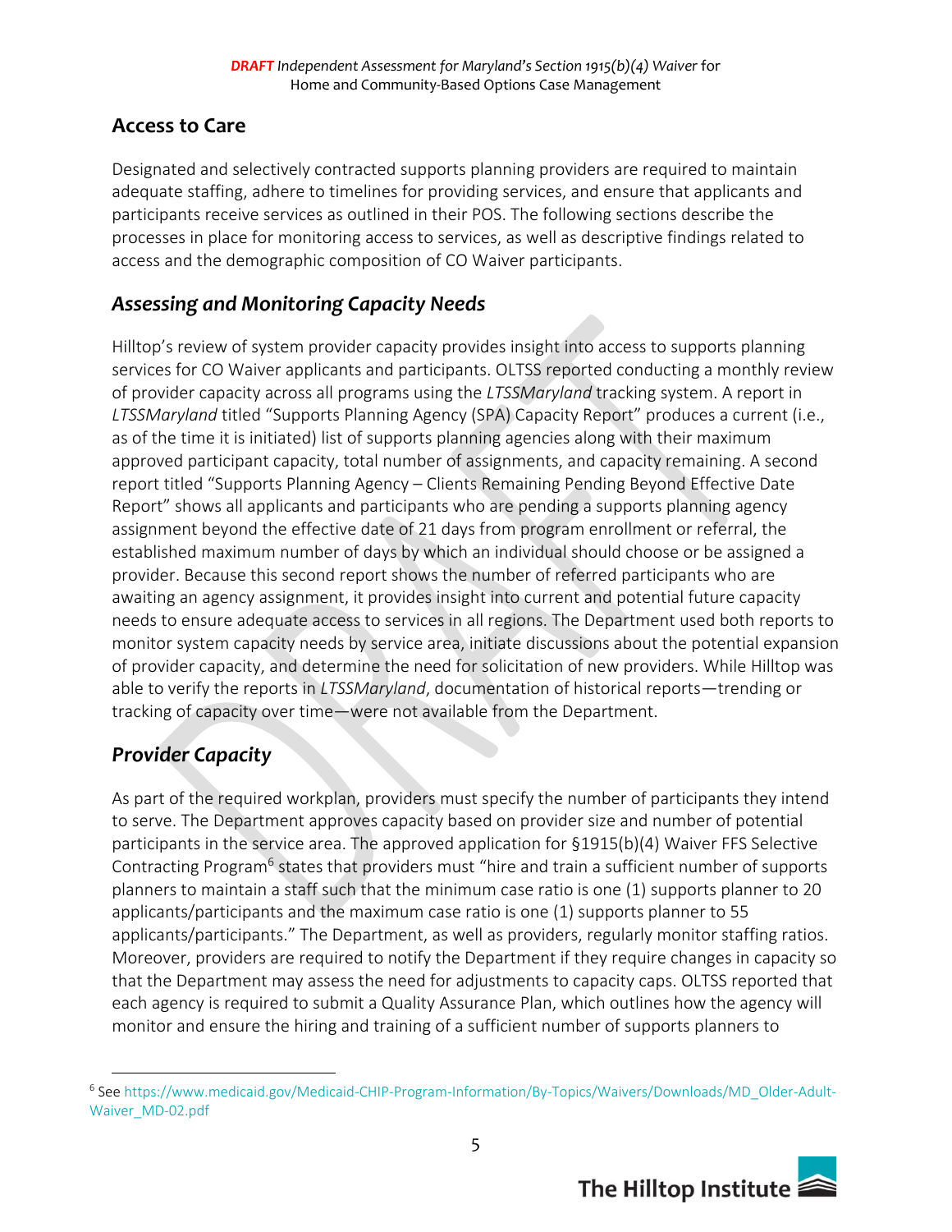## Access to Care

Designated and selectively contracted supports planning providers are required to maintain adequate staffing, adhere to timelines for providing services, and ensure that applicants and participants receive services as outlined in their POS. The following sections describe the processes in place for monitoring access to services, as well as descriptive findings related to access and the demographic composition of CO Waiver participants.

### *Assessing and Monitoring Capacity Needs*

Hilltop's review of system provider capacity provides insight into access to supports planning services for CO Waiver applicants and participants. OLTSS reported conducting a monthly review of provider capacity across all programs using the *LTSSMaryland* tracking system. A report in *LTSSMaryland* titled "Supports Planning Agency (SPA) Capacity Report" produces a current (i.e., as of the time it is initiated) list of supports planning agencies along with their maximum approved participant capacity, total number of assignments, and capacity remaining. A second report titled "Supports Planning Agency – Clients Remaining Pending Beyond Effective Date Report" shows all applicants and participants who are pending a supports planning agency assignment beyond the effective date of 21 days from program enrollment or referral, the established maximum number of days by which an individual should choose or be assigned a provider. Because this second report shows the number of referred participants who are awaiting an agency assignment, it provides insight into current and potential future capacity needs to ensure adequate access to services in all regions. The Department used both reports to monitor system capacity needs by service area, initiate discussions about the potential expansion of provider capacity, and determine the need for solicitation of new providers. While Hilltop was able to verify the reports in *LTSSMaryland*, documentation of historical reports—trending or tracking of capacity over time—were not available from the Department.

### *Provider Capacity*

As part of the required workplan, providers must specify the number of participants they intend to serve. The Department approves capacity based on provider size and number of potential participants in the service area. The approved application for §1915(b)(4) Waiver FFS Selective Contracting Program[6] states that providers must "hire and train a sufficient number of supports planners to maintain a staff such that the minimum case ratio is one (1) supports planner to 20 applicants/participants and the maximum case ratio is one (1) supports planner to 55 applicants/participants." The Department, as well as providers, regularly monitor staffing ratios. Moreover, providers are required to notify the Department if they require changes in capacity so that the Department may assess the need for adjustments to capacity caps. OLTSS reported that each agency is required to submit a Quality Assurance Plan, which outlines how the agency will monitor and ensure the hiring and training of a sufficient number of supports planners to

---

[6] See https://www.medicaid.gov/Medicaid-CHIP-Program-Information/By-Topics/Waivers/Downloads/MD_Older-Adult-Waiver_MD-02.pdf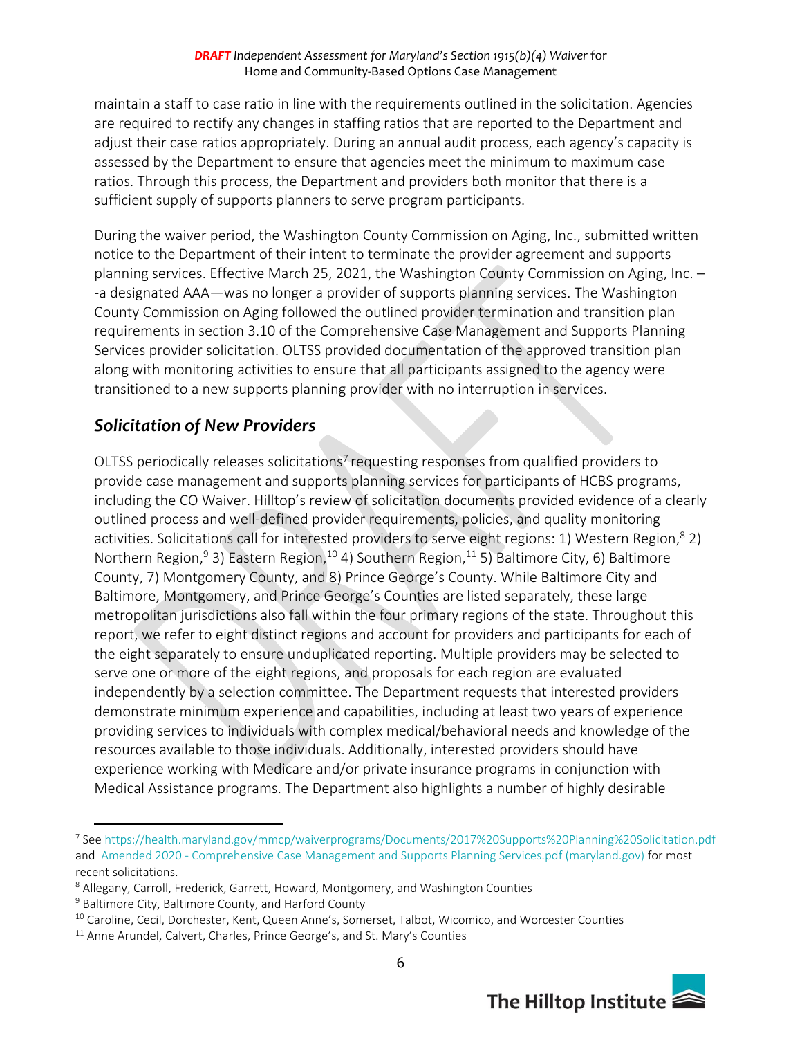maintain a staff to case ratio in line with the requirements outlined in the solicitation. Agencies are required to rectify any changes in staffing ratios that are reported to the Department and adjust their case ratios appropriately. During an annual audit process, each agency's capacity is assessed by the Department to ensure that agencies meet the minimum to maximum case ratios. Through this process, the Department and providers both monitor that there is a sufficient supply of supports planners to serve program participants.

During the waiver period, the Washington County Commission on Aging, Inc., submitted written notice to the Department of their intent to terminate the provider agreement and supports planning services. Effective March 25, 2021, the Washington County Commission on Aging, Inc. –-a designated AAA—was no longer a provider of supports planning services. The Washington County Commission on Aging followed the outlined provider termination and transition plan requirements in section 3.10 of the Comprehensive Case Management and Supports Planning Services provider solicitation. OLTSS provided documentation of the approved transition plan along with monitoring activities to ensure that all participants assigned to the agency were transitioned to a new supports planning provider with no interruption in services.

## *Solicitation of New Providers*

OLTSS periodically releases solicitations[7] requesting responses from qualified providers to provide case management and supports planning services for participants of HCBS programs, including the CO Waiver. Hilltop's review of solicitation documents provided evidence of a clearly outlined process and well-defined provider requirements, policies, and quality monitoring activities. Solicitations call for interested providers to serve eight regions: 1) Western Region,[8] 2) Northern Region,[9] 3) Eastern Region,[10] 4) Southern Region,[11] 5) Baltimore City, 6) Baltimore County, 7) Montgomery County, and 8) Prince George's County. While Baltimore City and Baltimore, Montgomery, and Prince George's Counties are listed separately, these large metropolitan jurisdictions also fall within the four primary regions of the state. Throughout this report, we refer to eight distinct regions and account for providers and participants for each of the eight separately to ensure unduplicated reporting. Multiple providers may be selected to serve one or more of the eight regions, and proposals for each region are evaluated independently by a selection committee. The Department requests that interested providers demonstrate minimum experience and capabilities, including at least two years of experience providing services to individuals with complex medical/behavioral needs and knowledge of the resources available to those individuals. Additionally, interested providers should have experience working with Medicare and/or private insurance programs in conjunction with Medical Assistance programs. The Department also highlights a number of highly desirable

---

[7] See https://health.maryland.gov/mmcp/waiverprograms/Documents/2017%20Supports%20Planning%20Solicitation.pdf and Amended 2020 - Comprehensive Case Management and Supports Planning Services.pdf (maryland.gov) for most recent solicitations.

[8] Allegany, Carroll, Frederick, Garrett, Howard, Montgomery, and Washington Counties

[9] Baltimore City, Baltimore County, and Harford County

[10] Caroline, Cecil, Dorchester, Kent, Queen Anne's, Somerset, Talbot, Wicomico, and Worcester Counties

[11] Anne Arundel, Calvert, Charles, Prince George's, and St. Mary's Counties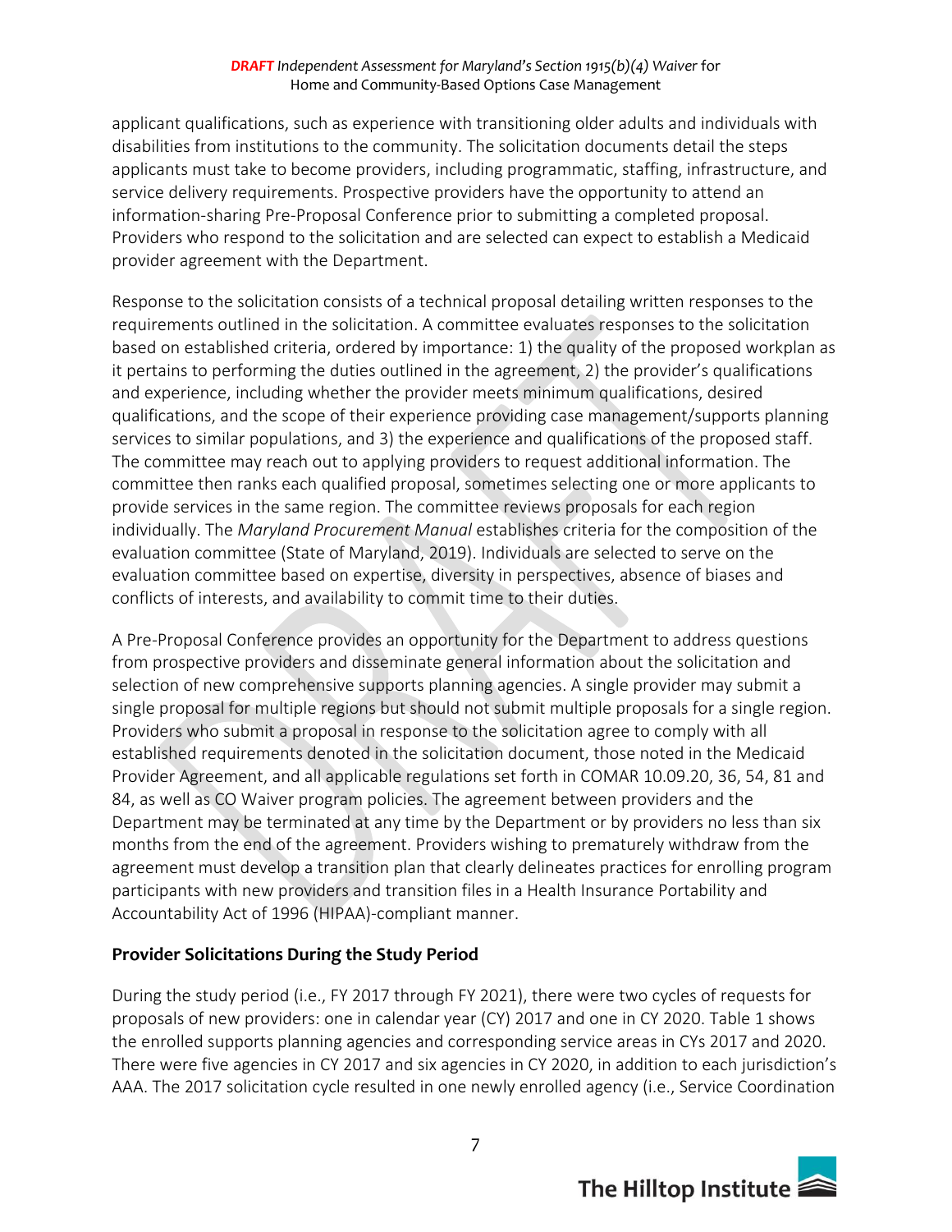applicant qualifications, such as experience with transitioning older adults and individuals with disabilities from institutions to the community. The solicitation documents detail the steps applicants must take to become providers, including programmatic, staffing, infrastructure, and service delivery requirements. Prospective providers have the opportunity to attend an information-sharing Pre-Proposal Conference prior to submitting a completed proposal. Providers who respond to the solicitation and are selected can expect to establish a Medicaid provider agreement with the Department.

Response to the solicitation consists of a technical proposal detailing written responses to the requirements outlined in the solicitation. A committee evaluates responses to the solicitation based on established criteria, ordered by importance: 1) the quality of the proposed workplan as it pertains to performing the duties outlined in the agreement, 2) the provider's qualifications and experience, including whether the provider meets minimum qualifications, desired qualifications, and the scope of their experience providing case management/supports planning services to similar populations, and 3) the experience and qualifications of the proposed staff. The committee may reach out to applying providers to request additional information. The committee then ranks each qualified proposal, sometimes selecting one or more applicants to provide services in the same region. The committee reviews proposals for each region individually. The *Maryland Procurement Manual* establishes criteria for the composition of the evaluation committee (State of Maryland, 2019). Individuals are selected to serve on the evaluation committee based on expertise, diversity in perspectives, absence of biases and conflicts of interests, and availability to commit time to their duties.

A Pre-Proposal Conference provides an opportunity for the Department to address questions from prospective providers and disseminate general information about the solicitation and selection of new comprehensive supports planning agencies. A single provider may submit a single proposal for multiple regions but should not submit multiple proposals for a single region. Providers who submit a proposal in response to the solicitation agree to comply with all established requirements denoted in the solicitation document, those noted in the Medicaid Provider Agreement, and all applicable regulations set forth in COMAR 10.09.20, 36, 54, 81 and 84, as well as CO Waiver program policies. The agreement between providers and the Department may be terminated at any time by the Department or by providers no less than six months from the end of the agreement. Providers wishing to prematurely withdraw from the agreement must develop a transition plan that clearly delineates practices for enrolling program participants with new providers and transition files in a Health Insurance Portability and Accountability Act of 1996 (HIPAA)-compliant manner.

### Provider Solicitations During the Study Period

During the study period (i.e., FY 2017 through FY 2021), there were two cycles of requests for proposals of new providers: one in calendar year (CY) 2017 and one in CY 2020. Table 1 shows the enrolled supports planning agencies and corresponding service areas in CYs 2017 and 2020. There were five agencies in CY 2017 and six agencies in CY 2020, in addition to each jurisdiction's AAA. The 2017 solicitation cycle resulted in one newly enrolled agency (i.e., Service Coordination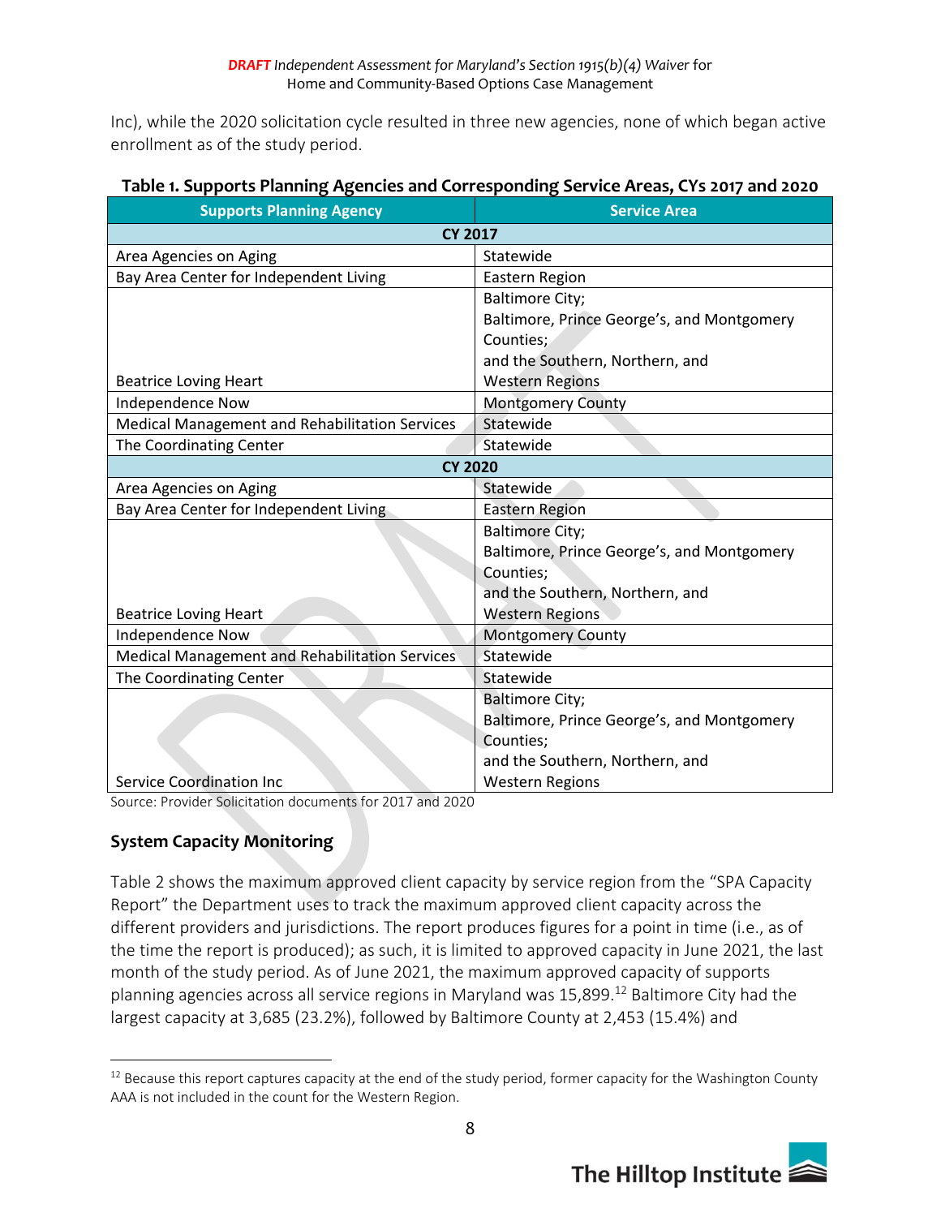Inc), while the 2020 solicitation cycle resulted in three new agencies, none of which began active enrollment as of the study period.

**Table 1. Supports Planning Agencies and Corresponding Service Areas, CYs 2017 and 2020**

| Supports Planning Agency | Service Area |
|---|---|
| **CY 2017** | |
| Area Agencies on Aging | Statewide |
| Bay Area Center for Independent Living | Eastern Region |
| Beatrice Loving Heart | Baltimore City; Baltimore, Prince George's, and Montgomery Counties; and the Southern, Northern, and Western Regions |
| Independence Now | Montgomery County |
| Medical Management and Rehabilitation Services | Statewide |
| The Coordinating Center | Statewide |
| **CY 2020** | |
| Area Agencies on Aging | Statewide |
| Bay Area Center for Independent Living | Eastern Region |
| Beatrice Loving Heart | Baltimore City; Baltimore, Prince George's, and Montgomery Counties; and the Southern, Northern, and Western Regions |
| Independence Now | Montgomery County |
| Medical Management and Rehabilitation Services | Statewide |
| The Coordinating Center | Statewide |
| Service Coordination Inc | Baltimore City; Baltimore, Prince George's, and Montgomery Counties; and the Southern, Northern, and Western Regions |

Source: Provider Solicitation documents for 2017 and 2020

### System Capacity Monitoring

Table 2 shows the maximum approved client capacity by service region from the "SPA Capacity Report" the Department uses to track the maximum approved client capacity across the different providers and jurisdictions. The report produces figures for a point in time (i.e., as of the time the report is produced); as such, it is limited to approved capacity in June 2021, the last month of the study period. As of June 2021, the maximum approved capacity of supports planning agencies across all service regions in Maryland was 15,899.[12] Baltimore City had the largest capacity at 3,685 (23.2%), followed by Baltimore County at 2,453 (15.4%) and

[12] Because this report captures capacity at the end of the study period, former capacity for the Washington County AAA is not included in the count for the Western Region.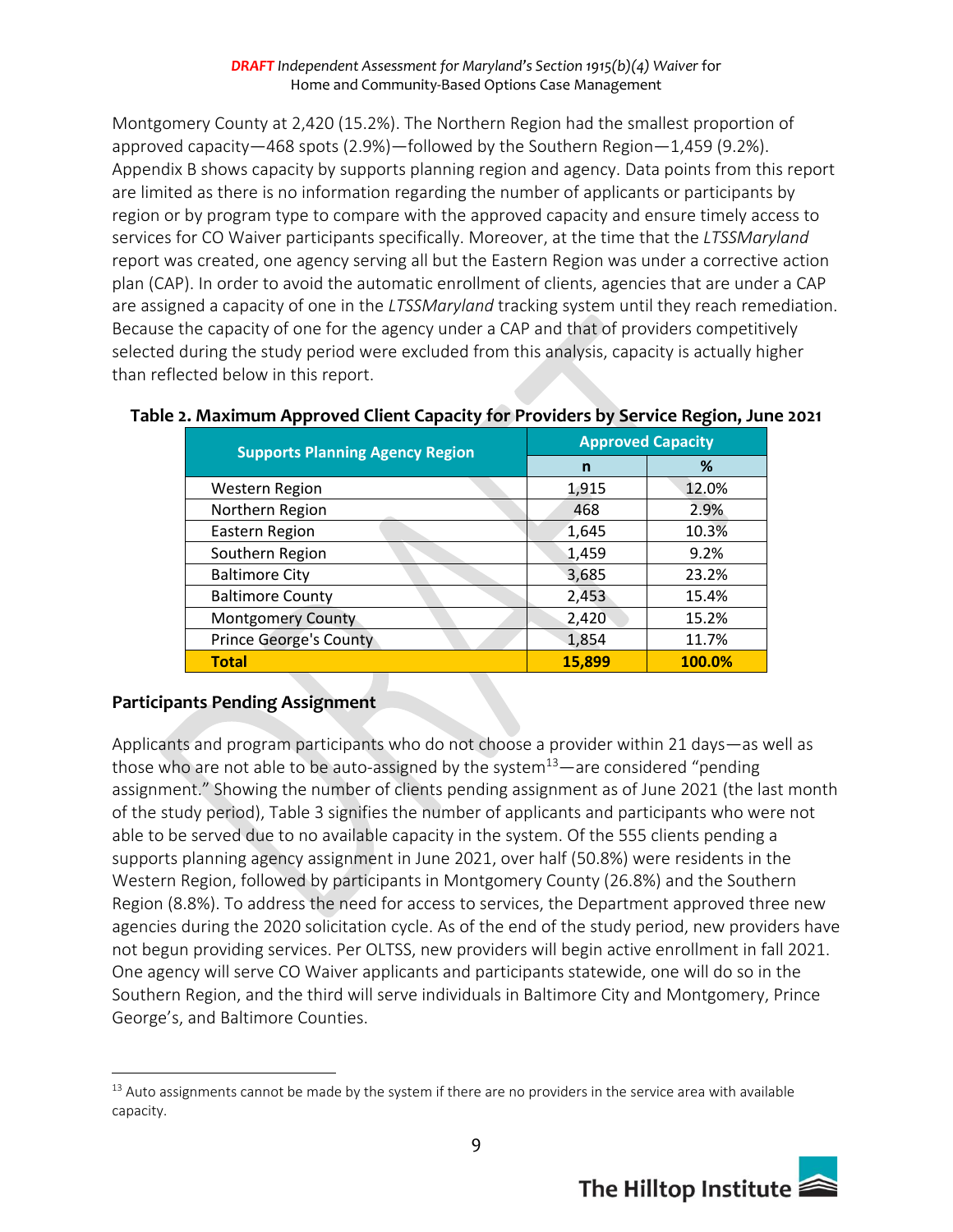Montgomery County at 2,420 (15.2%). The Northern Region had the smallest proportion of approved capacity—468 spots (2.9%)—followed by the Southern Region—1,459 (9.2%). Appendix B shows capacity by supports planning region and agency. Data points from this report are limited as there is no information regarding the number of applicants or participants by region or by program type to compare with the approved capacity and ensure timely access to services for CO Waiver participants specifically. Moreover, at the time that the *LTSSMaryland* report was created, one agency serving all but the Eastern Region was under a corrective action plan (CAP). In order to avoid the automatic enrollment of clients, agencies that are under a CAP are assigned a capacity of one in the *LTSSMaryland* tracking system until they reach remediation. Because the capacity of one for the agency under a CAP and that of providers competitively selected during the study period were excluded from this analysis, capacity is actually higher than reflected below in this report.

**Table 2. Maximum Approved Client Capacity for Providers by Service Region, June 2021**

| Supports Planning Agency Region | Approved Capacity | |
|---|---|---|
| | n | % |
| Western Region | 1,915 | 12.0% |
| Northern Region | 468 | 2.9% |
| Eastern Region | 1,645 | 10.3% |
| Southern Region | 1,459 | 9.2% |
| Baltimore City | 3,685 | 23.2% |
| Baltimore County | 2,453 | 15.4% |
| Montgomery County | 2,420 | 15.2% |
| Prince George's County | 1,854 | 11.7% |
| **Total** | **15,899** | **100.0%** |

### Participants Pending Assignment

Applicants and program participants who do not choose a provider within 21 days—as well as those who are not able to be auto-assigned by the system[13]—are considered "pending assignment." Showing the number of clients pending assignment as of June 2021 (the last month of the study period), Table 3 signifies the number of applicants and participants who were not able to be served due to no available capacity in the system. Of the 555 clients pending a supports planning agency assignment in June 2021, over half (50.8%) were residents in the Western Region, followed by participants in Montgomery County (26.8%) and the Southern Region (8.8%). To address the need for access to services, the Department approved three new agencies during the 2020 solicitation cycle. As of the end of the study period, new providers have not begun providing services. Per OLTSS, new providers will begin active enrollment in fall 2021. One agency will serve CO Waiver applicants and participants statewide, one will do so in the Southern Region, and the third will serve individuals in Baltimore City and Montgomery, Prince George's, and Baltimore Counties.

[13] Auto assignments cannot be made by the system if there are no providers in the service area with available capacity.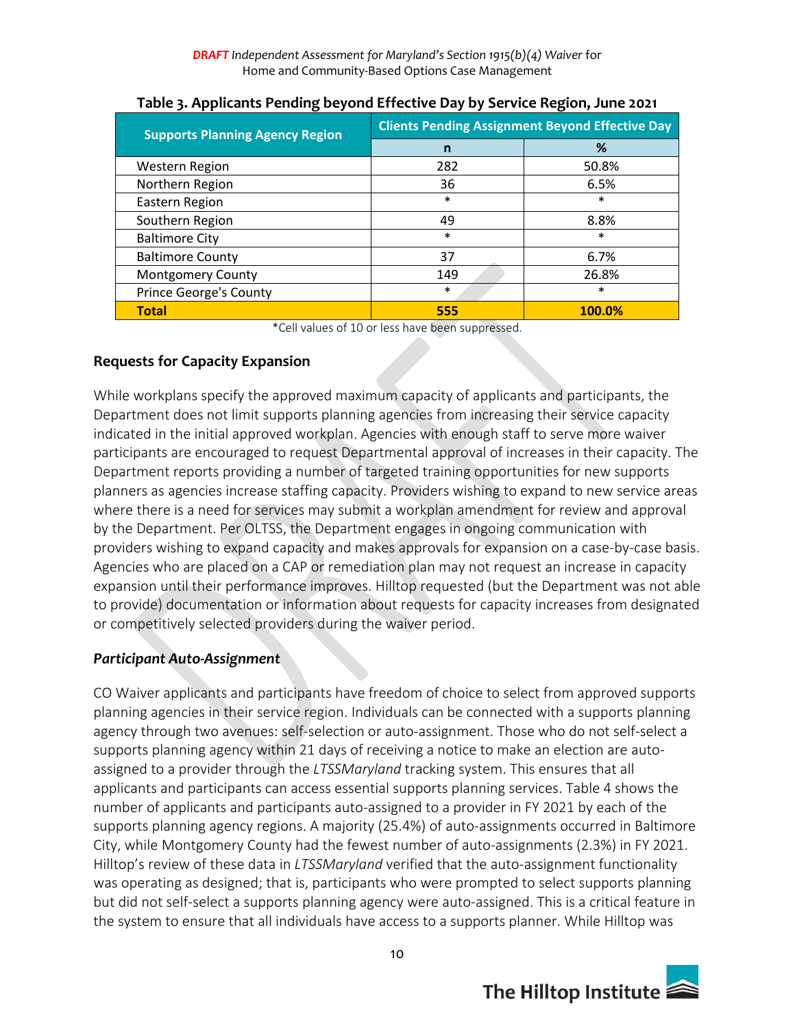**Table 3. Applicants Pending beyond Effective Day by Service Region, June 2021**

| Supports Planning Agency Region | Clients Pending Assignment Beyond Effective Day | |
|---|---|---|
| | n | % |
| Western Region | 282 | 50.8% |
| Northern Region | 36 | 6.5% |
| Eastern Region | * | * |
| Southern Region | 49 | 8.8% |
| Baltimore City | * | * |
| Baltimore County | 37 | 6.7% |
| Montgomery County | 149 | 26.8% |
| Prince George's County | * | * |
| **Total** | **555** | **100.0%** |

*Cell values of 10 or less have been suppressed.

### Requests for Capacity Expansion

While workplans specify the approved maximum capacity of applicants and participants, the Department does not limit supports planning agencies from increasing their service capacity indicated in the initial approved workplan. Agencies with enough staff to serve more waiver participants are encouraged to request Departmental approval of increases in their capacity. The Department reports providing a number of targeted training opportunities for new supports planners as agencies increase staffing capacity. Providers wishing to expand to new service areas where there is a need for services may submit a workplan amendment for review and approval by the Department. Per OLTSS, the Department engages in ongoing communication with providers wishing to expand capacity and makes approvals for expansion on a case-by-case basis. Agencies who are placed on a CAP or remediation plan may not request an increase in capacity expansion until their performance improves. Hilltop requested (but the Department was not able to provide) documentation or information about requests for capacity increases from designated or competitively selected providers during the waiver period.

#### *Participant Auto-Assignment*

CO Waiver applicants and participants have freedom of choice to select from approved supports planning agencies in their service region. Individuals can be connected with a supports planning agency through two avenues: self-selection or auto-assignment. Those who do not self-select a supports planning agency within 21 days of receiving a notice to make an election are auto-assigned to a provider through the *LTSSMaryland* tracking system. This ensures that all applicants and participants can access essential supports planning services. Table 4 shows the number of applicants and participants auto-assigned to a provider in FY 2021 by each of the supports planning agency regions. A majority (25.4%) of auto-assignments occurred in Baltimore City, while Montgomery County had the fewest number of auto-assignments (2.3%) in FY 2021. Hilltop's review of these data in *LTSSMaryland* verified that the auto-assignment functionality was operating as designed; that is, participants who were prompted to select supports planning but did not self-select a supports planning agency were auto-assigned. This is a critical feature in the system to ensure that all individuals have access to a supports planner. While Hilltop was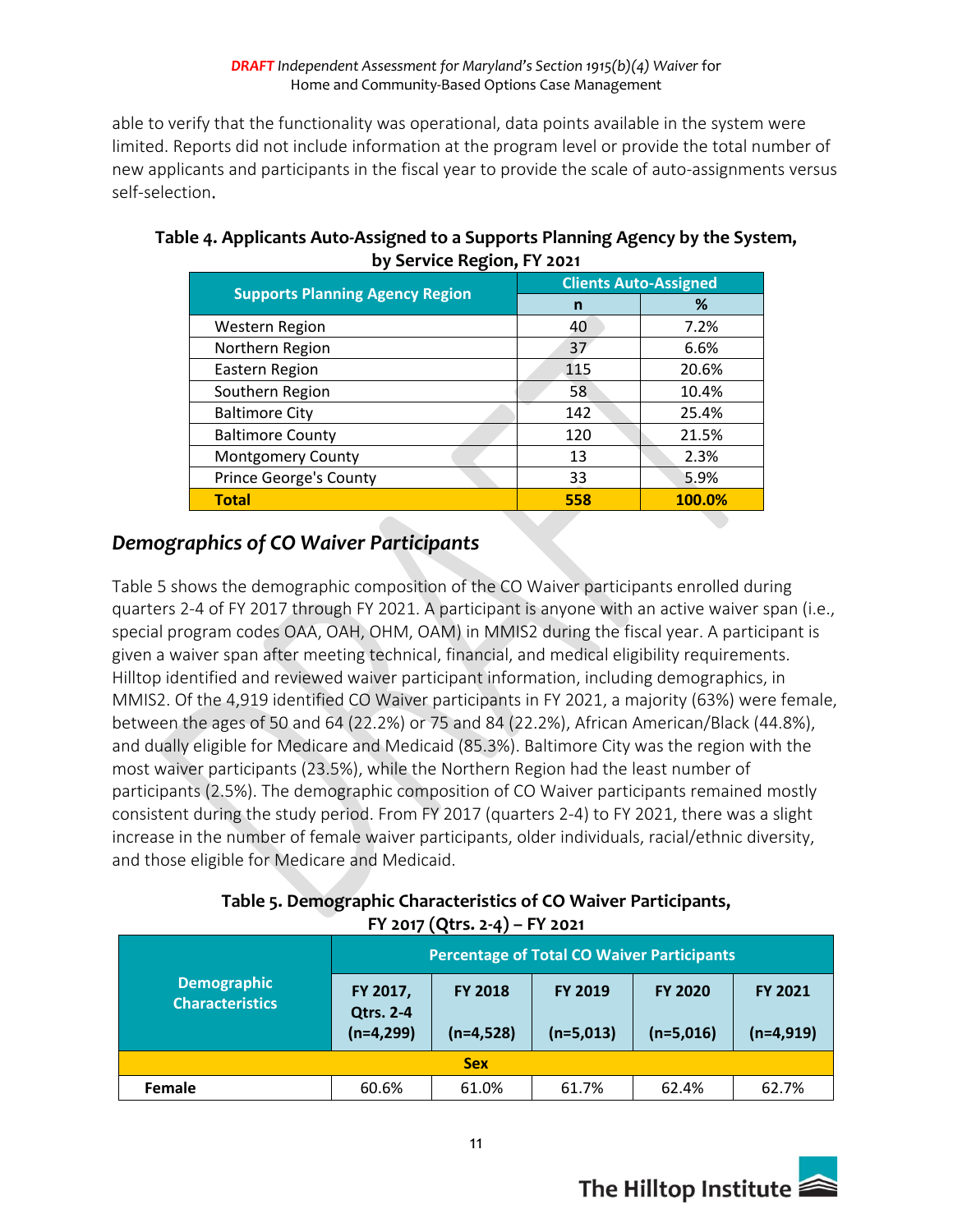able to verify that the functionality was operational, data points available in the system were limited. Reports did not include information at the program level or provide the total number of new applicants and participants in the fiscal year to provide the scale of auto-assignments versus self-selection.

**Table 4. Applicants Auto-Assigned to a Supports Planning Agency by the System, by Service Region, FY 2021**

| Supports Planning Agency Region | Clients Auto-Assigned | |
|---|---|---|
| | n | % |
| Western Region | 40 | 7.2% |
| Northern Region | 37 | 6.6% |
| Eastern Region | 115 | 20.6% |
| Southern Region | 58 | 10.4% |
| Baltimore City | 142 | 25.4% |
| Baltimore County | 120 | 21.5% |
| Montgomery County | 13 | 2.3% |
| Prince George's County | 33 | 5.9% |
| **Total** | **558** | **100.0%** |

## *Demographics of CO Waiver Participants*

Table 5 shows the demographic composition of the CO Waiver participants enrolled during quarters 2-4 of FY 2017 through FY 2021. A participant is anyone with an active waiver span (i.e., special program codes OAA, OAH, OHM, OAM) in MMIS2 during the fiscal year. A participant is given a waiver span after meeting technical, financial, and medical eligibility requirements. Hilltop identified and reviewed waiver participant information, including demographics, in MMIS2. Of the 4,919 identified CO Waiver participants in FY 2021, a majority (63%) were female, between the ages of 50 and 64 (22.2%) or 75 and 84 (22.2%), African American/Black (44.8%), and dually eligible for Medicare and Medicaid (85.3%). Baltimore City was the region with the most waiver participants (23.5%), while the Northern Region had the least number of participants (2.5%). The demographic composition of CO Waiver participants remained mostly consistent during the study period. From FY 2017 (quarters 2-4) to FY 2021, there was a slight increase in the number of female waiver participants, older individuals, racial/ethnic diversity, and those eligible for Medicare and Medicaid.

**Table 5. Demographic Characteristics of CO Waiver Participants, FY 2017 (Qtrs. 2-4) – FY 2021**

| Demographic Characteristics | Percentage of Total CO Waiver Participants | | | | |
|---|---|---|---|---|---|
| | FY 2017, Qtrs. 2-4 (n=4,299) | FY 2018 (n=4,528) | FY 2019 (n=5,013) | FY 2020 (n=5,016) | FY 2021 (n=4,919) |
| **Sex** | | | | | |
| **Female** | 60.6% | 61.0% | 61.7% | 62.4% | 62.7% |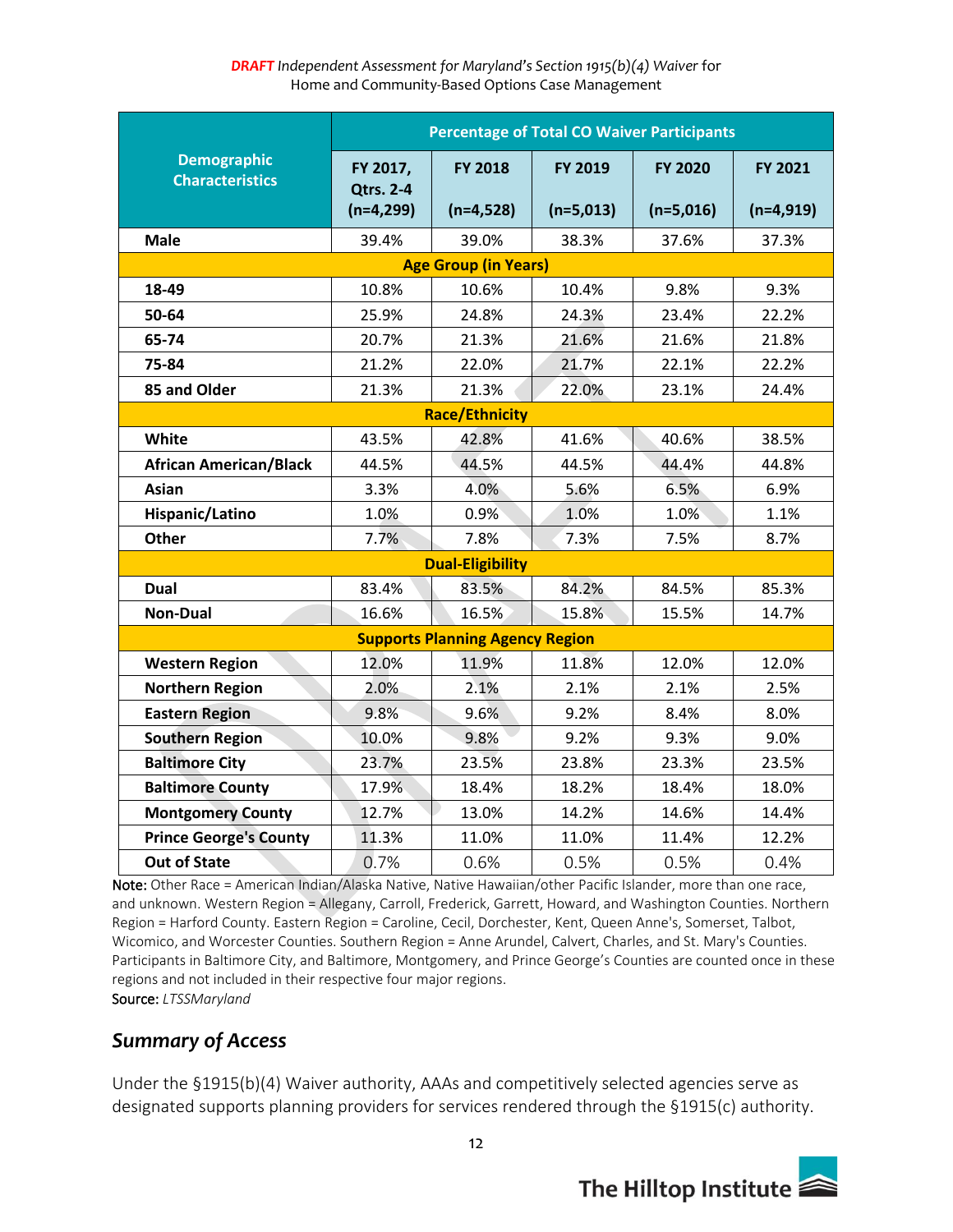| Demographic Characteristics | Percentage of Total CO Waiver Participants | | | | |
|---|---|---|---|---|---|
| | FY 2017, Qtrs. 2-4 (n=4,299) | FY 2018 (n=4,528) | FY 2019 (n=5,013) | FY 2020 (n=5,016) | FY 2021 (n=4,919) |
| **Male** | 39.4% | 39.0% | 38.3% | 37.6% | 37.3% |
| **Age Group (in Years)** | | | | | |
| **18-49** | 10.8% | 10.6% | 10.4% | 9.8% | 9.3% |
| **50-64** | 25.9% | 24.8% | 24.3% | 23.4% | 22.2% |
| **65-74** | 20.7% | 21.3% | 21.6% | 21.6% | 21.8% |
| **75-84** | 21.2% | 22.0% | 21.7% | 22.1% | 22.2% |
| **85 and Older** | 21.3% | 21.3% | 22.0% | 23.1% | 24.4% |
| **Race/Ethnicity** | | | | | |
| **White** | 43.5% | 42.8% | 41.6% | 40.6% | 38.5% |
| **African American/Black** | 44.5% | 44.5% | 44.5% | 44.4% | 44.8% |
| **Asian** | 3.3% | 4.0% | 5.6% | 6.5% | 6.9% |
| **Hispanic/Latino** | 1.0% | 0.9% | 1.0% | 1.0% | 1.1% |
| **Other** | 7.7% | 7.8% | 7.3% | 7.5% | 8.7% |
| **Dual-Eligibility** | | | | | |
| **Dual** | 83.4% | 83.5% | 84.2% | 84.5% | 85.3% |
| **Non-Dual** | 16.6% | 16.5% | 15.8% | 15.5% | 14.7% |
| **Supports Planning Agency Region** | | | | | |
| **Western Region** | 12.0% | 11.9% | 11.8% | 12.0% | 12.0% |
| **Northern Region** | 2.0% | 2.1% | 2.1% | 2.1% | 2.5% |
| **Eastern Region** | 9.8% | 9.6% | 9.2% | 8.4% | 8.0% |
| **Southern Region** | 10.0% | 9.8% | 9.2% | 9.3% | 9.0% |
| **Baltimore City** | 23.7% | 23.5% | 23.8% | 23.3% | 23.5% |
| **Baltimore County** | 17.9% | 18.4% | 18.2% | 18.4% | 18.0% |
| **Montgomery County** | 12.7% | 13.0% | 14.2% | 14.6% | 14.4% |
| **Prince George's County** | 11.3% | 11.0% | 11.0% | 11.4% | 12.2% |
| **Out of State** | 0.7% | 0.6% | 0.5% | 0.5% | 0.4% |

Note: Other Race = American Indian/Alaska Native, Native Hawaiian/other Pacific Islander, more than one race, and unknown. Western Region = Allegany, Carroll, Frederick, Garrett, Howard, and Washington Counties. Northern Region = Harford County. Eastern Region = Caroline, Cecil, Dorchester, Kent, Queen Anne's, Somerset, Talbot, Wicomico, and Worcester Counties. Southern Region = Anne Arundel, Calvert, Charles, and St. Mary's Counties. Participants in Baltimore City, and Baltimore, Montgomery, and Prince George's Counties are counted once in these regions and not included in their respective four major regions.
Source: *LTSSMaryland*

## *Summary of Access*

Under the §1915(b)(4) Waiver authority, AAAs and competitively selected agencies serve as designated supports planning providers for services rendered through the §1915(c) authority.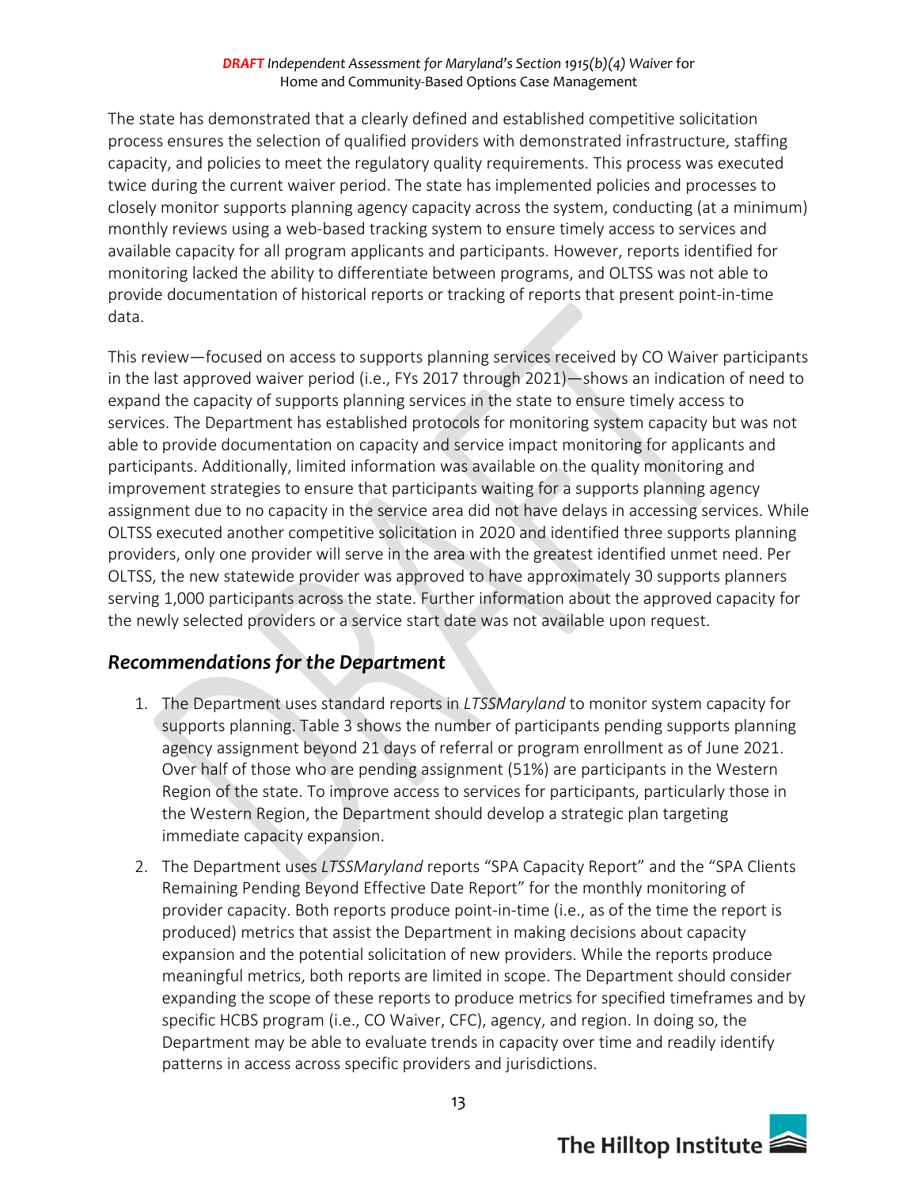The state has demonstrated that a clearly defined and established competitive solicitation process ensures the selection of qualified providers with demonstrated infrastructure, staffing capacity, and policies to meet the regulatory quality requirements. This process was executed twice during the current waiver period. The state has implemented policies and processes to closely monitor supports planning agency capacity across the system, conducting (at a minimum) monthly reviews using a web-based tracking system to ensure timely access to services and available capacity for all program applicants and participants. However, reports identified for monitoring lacked the ability to differentiate between programs, and OLTSS was not able to provide documentation of historical reports or tracking of reports that present point-in-time data.

This review—focused on access to supports planning services received by CO Waiver participants in the last approved waiver period (i.e., FYs 2017 through 2021)—shows an indication of need to expand the capacity of supports planning services in the state to ensure timely access to services. The Department has established protocols for monitoring system capacity but was not able to provide documentation on capacity and service impact monitoring for applicants and participants. Additionally, limited information was available on the quality monitoring and improvement strategies to ensure that participants waiting for a supports planning agency assignment due to no capacity in the service area did not have delays in accessing services. While OLTSS executed another competitive solicitation in 2020 and identified three supports planning providers, only one provider will serve in the area with the greatest identified unmet need. Per OLTSS, the new statewide provider was approved to have approximately 30 supports planners serving 1,000 participants across the state. Further information about the approved capacity for the newly selected providers or a service start date was not available upon request.

## *Recommendations for the Department*

1. The Department uses standard reports in *LTSSMaryland* to monitor system capacity for supports planning. Table 3 shows the number of participants pending supports planning agency assignment beyond 21 days of referral or program enrollment as of June 2021. Over half of those who are pending assignment (51%) are participants in the Western Region of the state. To improve access to services for participants, particularly those in the Western Region, the Department should develop a strategic plan targeting immediate capacity expansion.
2. The Department uses *LTSSMaryland* reports "SPA Capacity Report" and the "SPA Clients Remaining Pending Beyond Effective Date Report" for the monthly monitoring of provider capacity. Both reports produce point-in-time (i.e., as of the time the report is produced) metrics that assist the Department in making decisions about capacity expansion and the potential solicitation of new providers. While the reports produce meaningful metrics, both reports are limited in scope. The Department should consider expanding the scope of these reports to produce metrics for specified timeframes and by specific HCBS program (i.e., CO Waiver, CFC), agency, and region. In doing so, the Department may be able to evaluate trends in capacity over time and readily identify patterns in access across specific providers and jurisdictions.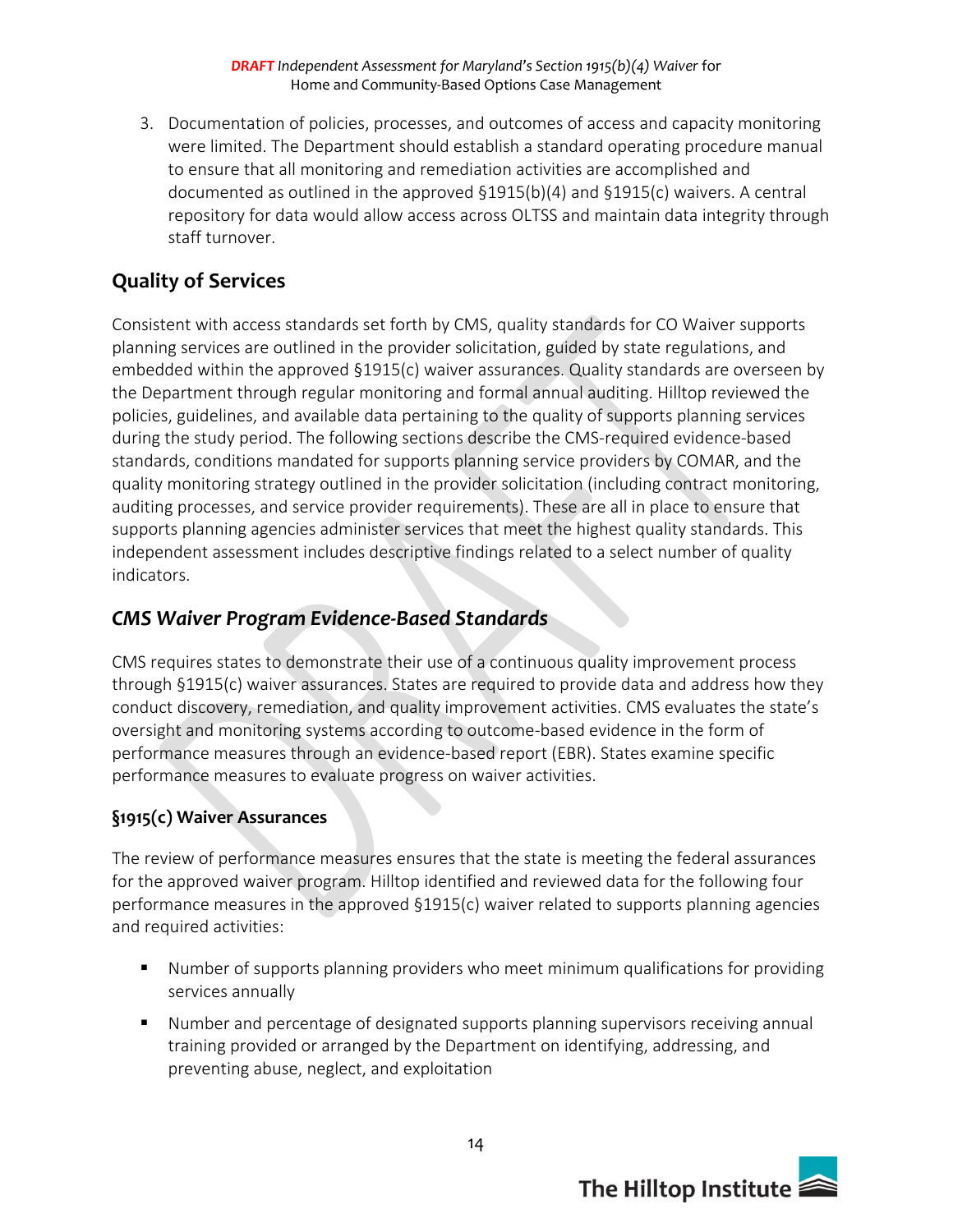3. Documentation of policies, processes, and outcomes of access and capacity monitoring were limited. The Department should establish a standard operating procedure manual to ensure that all monitoring and remediation activities are accomplished and documented as outlined in the approved §1915(b)(4) and §1915(c) waivers. A central repository for data would allow access across OLTSS and maintain data integrity through staff turnover.

## Quality of Services

Consistent with access standards set forth by CMS, quality standards for CO Waiver supports planning services are outlined in the provider solicitation, guided by state regulations, and embedded within the approved §1915(c) waiver assurances. Quality standards are overseen by the Department through regular monitoring and formal annual auditing. Hilltop reviewed the policies, guidelines, and available data pertaining to the quality of supports planning services during the study period. The following sections describe the CMS-required evidence-based standards, conditions mandated for supports planning service providers by COMAR, and the quality monitoring strategy outlined in the provider solicitation (including contract monitoring, auditing processes, and service provider requirements). These are all in place to ensure that supports planning agencies administer services that meet the highest quality standards. This independent assessment includes descriptive findings related to a select number of quality indicators.

### *CMS Waiver Program Evidence-Based Standards*

CMS requires states to demonstrate their use of a continuous quality improvement process through §1915(c) waiver assurances. States are required to provide data and address how they conduct discovery, remediation, and quality improvement activities. CMS evaluates the state's oversight and monitoring systems according to outcome-based evidence in the form of performance measures through an evidence-based report (EBR). States examine specific performance measures to evaluate progress on waiver activities.

#### §1915(c) Waiver Assurances

The review of performance measures ensures that the state is meeting the federal assurances for the approved waiver program. Hilltop identified and reviewed data for the following four performance measures in the approved §1915(c) waiver related to supports planning agencies and required activities:

- Number of supports planning providers who meet minimum qualifications for providing services annually
- Number and percentage of designated supports planning supervisors receiving annual training provided or arranged by the Department on identifying, addressing, and preventing abuse, neglect, and exploitation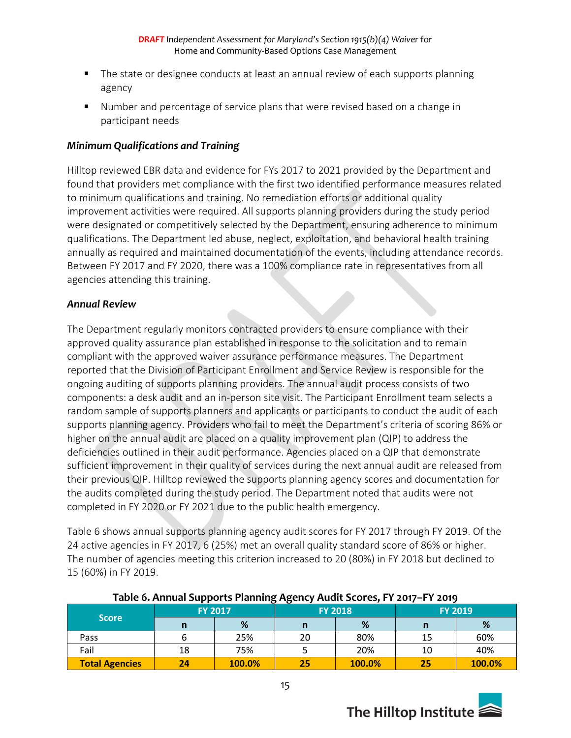- The state or designee conducts at least an annual review of each supports planning agency
- Number and percentage of service plans that were revised based on a change in participant needs

### *Minimum Qualifications and Training*

Hilltop reviewed EBR data and evidence for FYs 2017 to 2021 provided by the Department and found that providers met compliance with the first two identified performance measures related to minimum qualifications and training. No remediation efforts or additional quality improvement activities were required. All supports planning providers during the study period were designated or competitively selected by the Department, ensuring adherence to minimum qualifications. The Department led abuse, neglect, exploitation, and behavioral health training annually as required and maintained documentation of the events, including attendance records. Between FY 2017 and FY 2020, there was a 100% compliance rate in representatives from all agencies attending this training.

### *Annual Review*

The Department regularly monitors contracted providers to ensure compliance with their approved quality assurance plan established in response to the solicitation and to remain compliant with the approved waiver assurance performance measures. The Department reported that the Division of Participant Enrollment and Service Review is responsible for the ongoing auditing of supports planning providers. The annual audit process consists of two components: a desk audit and an in-person site visit. The Participant Enrollment team selects a random sample of supports planners and applicants or participants to conduct the audit of each supports planning agency. Providers who fail to meet the Department's criteria of scoring 86% or higher on the annual audit are placed on a quality improvement plan (QIP) to address the deficiencies outlined in their audit performance. Agencies placed on a QIP that demonstrate sufficient improvement in their quality of services during the next annual audit are released from their previous QIP. Hilltop reviewed the supports planning agency scores and documentation for the audits completed during the study period. The Department noted that audits were not completed in FY 2020 or FY 2021 due to the public health emergency.

Table 6 shows annual supports planning agency audit scores for FY 2017 through FY 2019. Of the 24 active agencies in FY 2017, 6 (25%) met an overall quality standard score of 86% or higher. The number of agencies meeting this criterion increased to 20 (80%) in FY 2018 but declined to 15 (60%) in FY 2019.

**Table 6. Annual Supports Planning Agency Audit Scores, FY 2017–FY 2019**

| Score | FY 2017 | | FY 2018 | | FY 2019 | |
|---|---|---|---|---|---|---|
| | n | % | n | % | n | % |
| Pass | 6 | 25% | 20 | 80% | 15 | 60% |
| Fail | 18 | 75% | 5 | 20% | 10 | 40% |
| **Total Agencies** | **24** | **100.0%** | **25** | **100.0%** | **25** | **100.0%** |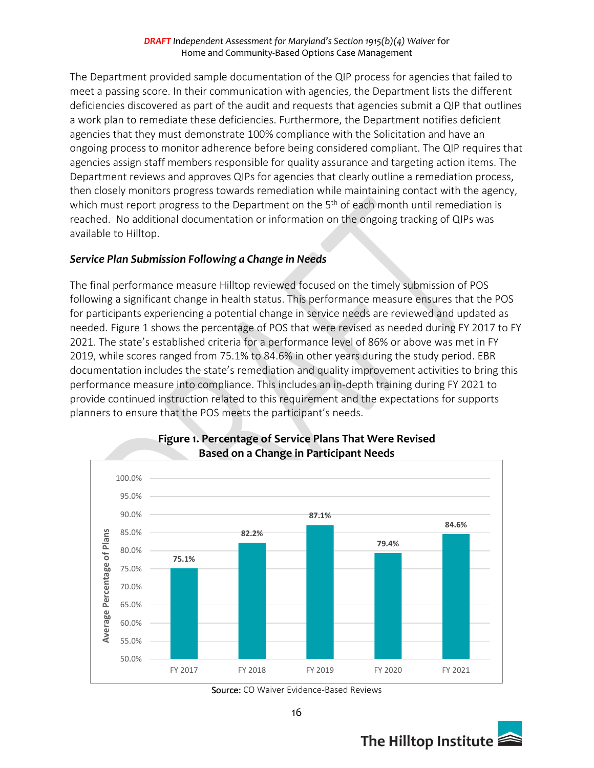The Department provided sample documentation of the QIP process for agencies that failed to meet a passing score. In their communication with agencies, the Department lists the different deficiencies discovered as part of the audit and requests that agencies submit a QIP that outlines a work plan to remediate these deficiencies. Furthermore, the Department notifies deficient agencies that they must demonstrate 100% compliance with the Solicitation and have an ongoing process to monitor adherence before being considered compliant. The QIP requires that agencies assign staff members responsible for quality assurance and targeting action items. The Department reviews and approves QIPs for agencies that clearly outline a remediation process, then closely monitors progress towards remediation while maintaining contact with the agency, which must report progress to the Department on the 5th of each month until remediation is reached. No additional documentation or information on the ongoing tracking of QIPs was available to Hilltop.

### *Service Plan Submission Following a Change in Needs*

The final performance measure Hilltop reviewed focused on the timely submission of POS following a significant change in health status. This performance measure ensures that the POS for participants experiencing a potential change in service needs are reviewed and updated as needed. Figure 1 shows the percentage of POS that were revised as needed during FY 2017 to FY 2021. The state's established criteria for a performance level of 86% or above was met in FY 2019, while scores ranged from 75.1% to 84.6% in other years during the study period. EBR documentation includes the state's remediation and quality improvement activities to bring this performance measure into compliance. This includes an in-depth training during FY 2021 to provide continued instruction related to this requirement and the expectations for supports planners to ensure that the POS meets the participant's needs.

**Figure 1. Percentage of Service Plans That Were Revised Based on a Change in Participant Needs**

| Fiscal Year | Average Percentage of Plans |
|---|---|
| FY 2017 | 75.1% |
| FY 2018 | 82.2% |
| FY 2019 | 87.1% |
| FY 2020 | 79.4% |
| FY 2021 | 84.6% |

**Source:** CO Waiver Evidence-Based Reviews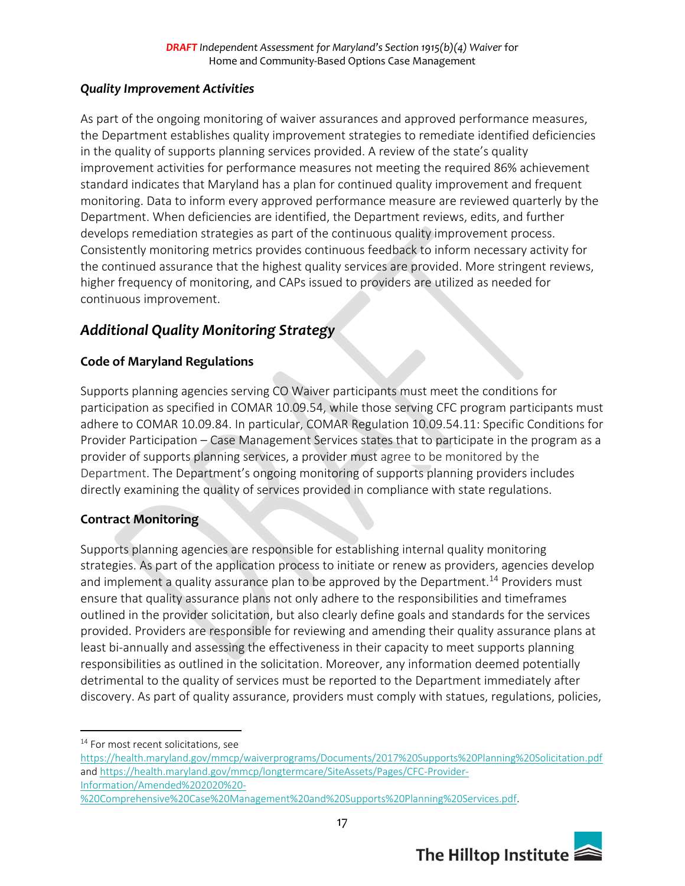### *Quality Improvement Activities*

As part of the ongoing monitoring of waiver assurances and approved performance measures, the Department establishes quality improvement strategies to remediate identified deficiencies in the quality of supports planning services provided. A review of the state's quality improvement activities for performance measures not meeting the required 86% achievement standard indicates that Maryland has a plan for continued quality improvement and frequent monitoring. Data to inform every approved performance measure are reviewed quarterly by the Department. When deficiencies are identified, the Department reviews, edits, and further develops remediation strategies as part of the continuous quality improvement process. Consistently monitoring metrics provides continuous feedback to inform necessary activity for the continued assurance that the highest quality services are provided. More stringent reviews, higher frequency of monitoring, and CAPs issued to providers are utilized as needed for continuous improvement.

## *Additional Quality Monitoring Strategy*

### Code of Maryland Regulations

Supports planning agencies serving CO Waiver participants must meet the conditions for participation as specified in COMAR 10.09.54, while those serving CFC program participants must adhere to COMAR 10.09.84. In particular, COMAR Regulation 10.09.54.11: Specific Conditions for Provider Participation – Case Management Services states that to participate in the program as a provider of supports planning services, a provider must agree to be monitored by the Department. The Department's ongoing monitoring of supports planning providers includes directly examining the quality of services provided in compliance with state regulations.

### Contract Monitoring

Supports planning agencies are responsible for establishing internal quality monitoring strategies. As part of the application process to initiate or renew as providers, agencies develop and implement a quality assurance plan to be approved by the Department.[14] Providers must ensure that quality assurance plans not only adhere to the responsibilities and timeframes outlined in the provider solicitation, but also clearly define goals and standards for the services provided. Providers are responsible for reviewing and amending their quality assurance plans at least bi-annually and assessing the effectiveness in their capacity to meet supports planning responsibilities as outlined in the solicitation. Moreover, any information deemed potentially detrimental to the quality of services must be reported to the Department immediately after discovery. As part of quality assurance, providers must comply with statues, regulations, policies,

---

[14] For most recent solicitations, see https://health.maryland.gov/mmcp/waiverprograms/Documents/2017%20Supports%20Planning%20Solicitation.pdf and https://health.maryland.gov/mmcp/longtermcare/SiteAssets/Pages/CFC-Provider-Information/Amended%202020%20-%20Comprehensive%20Case%20Management%20and%20Supports%20Planning%20Services.pdf.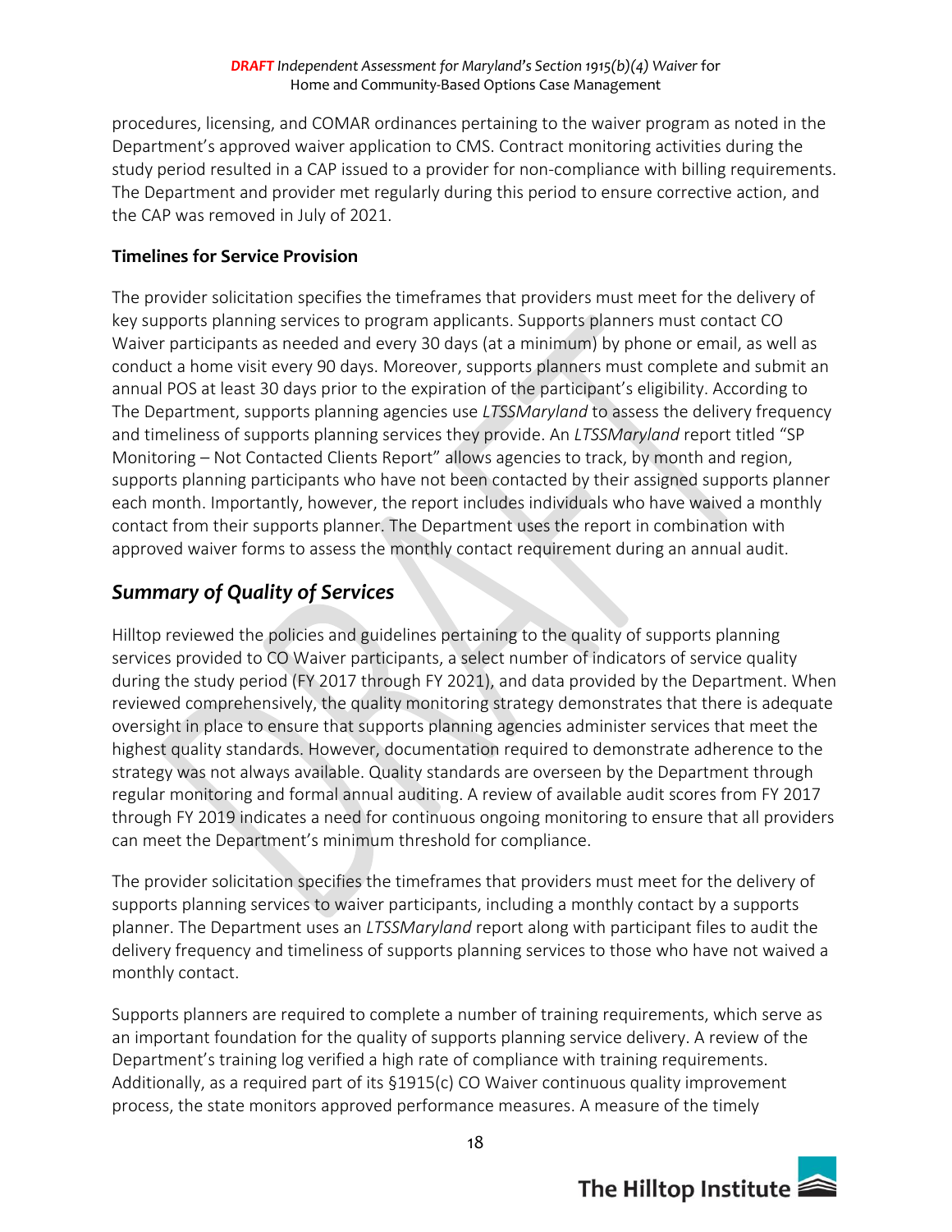procedures, licensing, and COMAR ordinances pertaining to the waiver program as noted in the Department's approved waiver application to CMS. Contract monitoring activities during the study period resulted in a CAP issued to a provider for non-compliance with billing requirements. The Department and provider met regularly during this period to ensure corrective action, and the CAP was removed in July of 2021.

**Timelines for Service Provision**

The provider solicitation specifies the timeframes that providers must meet for the delivery of key supports planning services to program applicants. Supports planners must contact CO Waiver participants as needed and every 30 days (at a minimum) by phone or email, as well as conduct a home visit every 90 days. Moreover, supports planners must complete and submit an annual POS at least 30 days prior to the expiration of the participant's eligibility. According to The Department, supports planning agencies use *LTSSMaryland* to assess the delivery frequency and timeliness of supports planning services they provide. An *LTSSMaryland* report titled "SP Monitoring – Not Contacted Clients Report" allows agencies to track, by month and region, supports planning participants who have not been contacted by their assigned supports planner each month. Importantly, however, the report includes individuals who have waived a monthly contact from their supports planner. The Department uses the report in combination with approved waiver forms to assess the monthly contact requirement during an annual audit.

## *Summary of Quality of Services*

Hilltop reviewed the policies and guidelines pertaining to the quality of supports planning services provided to CO Waiver participants, a select number of indicators of service quality during the study period (FY 2017 through FY 2021), and data provided by the Department. When reviewed comprehensively, the quality monitoring strategy demonstrates that there is adequate oversight in place to ensure that supports planning agencies administer services that meet the highest quality standards. However, documentation required to demonstrate adherence to the strategy was not always available. Quality standards are overseen by the Department through regular monitoring and formal annual auditing. A review of available audit scores from FY 2017 through FY 2019 indicates a need for continuous ongoing monitoring to ensure that all providers can meet the Department's minimum threshold for compliance.

The provider solicitation specifies the timeframes that providers must meet for the delivery of supports planning services to waiver participants, including a monthly contact by a supports planner. The Department uses an *LTSSMaryland* report along with participant files to audit the delivery frequency and timeliness of supports planning services to those who have not waived a monthly contact.

Supports planners are required to complete a number of training requirements, which serve as an important foundation for the quality of supports planning service delivery. A review of the Department's training log verified a high rate of compliance with training requirements. Additionally, as a required part of its §1915(c) CO Waiver continuous quality improvement process, the state monitors approved performance measures. A measure of the timely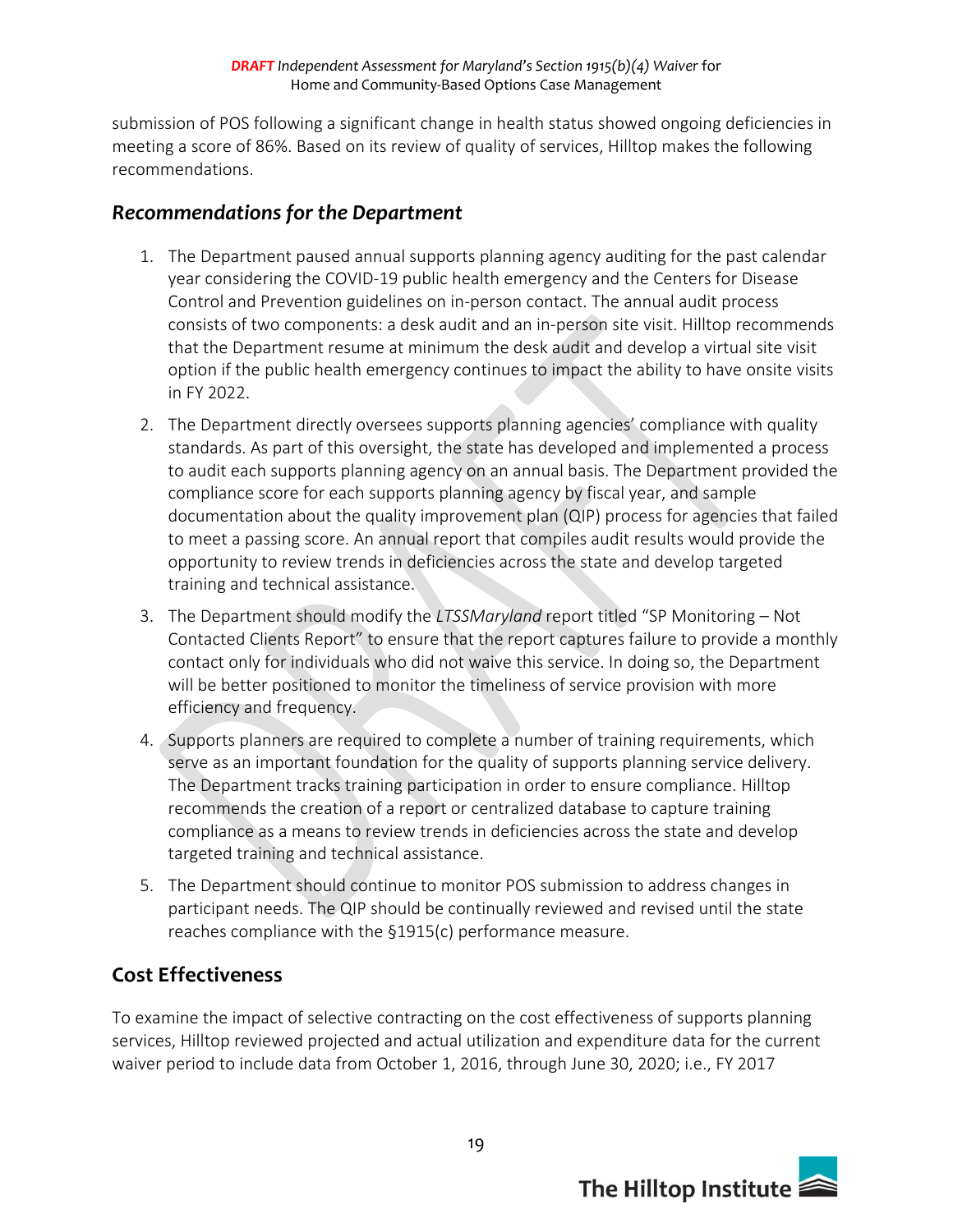submission of POS following a significant change in health status showed ongoing deficiencies in meeting a score of 86%. Based on its review of quality of services, Hilltop makes the following recommendations.

### *Recommendations for the Department*

1. The Department paused annual supports planning agency auditing for the past calendar year considering the COVID-19 public health emergency and the Centers for Disease Control and Prevention guidelines on in-person contact. The annual audit process consists of two components: a desk audit and an in-person site visit. Hilltop recommends that the Department resume at minimum the desk audit and develop a virtual site visit option if the public health emergency continues to impact the ability to have onsite visits in FY 2022.
2. The Department directly oversees supports planning agencies' compliance with quality standards. As part of this oversight, the state has developed and implemented a process to audit each supports planning agency on an annual basis. The Department provided the compliance score for each supports planning agency by fiscal year, and sample documentation about the quality improvement plan (QIP) process for agencies that failed to meet a passing score. An annual report that compiles audit results would provide the opportunity to review trends in deficiencies across the state and develop targeted training and technical assistance.
3. The Department should modify the *LTSSMaryland* report titled "SP Monitoring – Not Contacted Clients Report" to ensure that the report captures failure to provide a monthly contact only for individuals who did not waive this service. In doing so, the Department will be better positioned to monitor the timeliness of service provision with more efficiency and frequency.
4. Supports planners are required to complete a number of training requirements, which serve as an important foundation for the quality of supports planning service delivery. The Department tracks training participation in order to ensure compliance. Hilltop recommends the creation of a report or centralized database to capture training compliance as a means to review trends in deficiencies across the state and develop targeted training and technical assistance.
5. The Department should continue to monitor POS submission to address changes in participant needs. The QIP should be continually reviewed and revised until the state reaches compliance with the §1915(c) performance measure.

## Cost Effectiveness

To examine the impact of selective contracting on the cost effectiveness of supports planning services, Hilltop reviewed projected and actual utilization and expenditure data for the current waiver period to include data from October 1, 2016, through June 30, 2020; i.e., FY 2017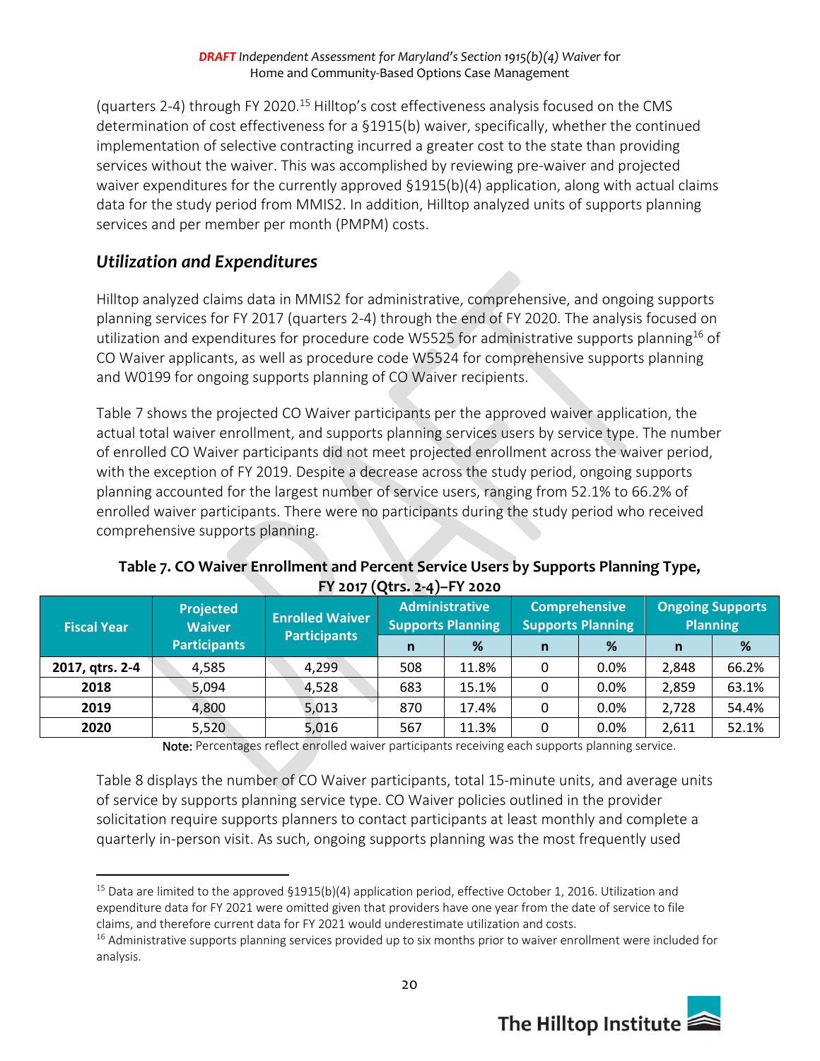(quarters 2-4) through FY 2020.[15] Hilltop's cost effectiveness analysis focused on the CMS determination of cost effectiveness for a §1915(b) waiver, specifically, whether the continued implementation of selective contracting incurred a greater cost to the state than providing services without the waiver. This was accomplished by reviewing pre-waiver and projected waiver expenditures for the currently approved §1915(b)(4) application, along with actual claims data for the study period from MMIS2. In addition, Hilltop analyzed units of supports planning services and per member per month (PMPM) costs.

## *Utilization and Expenditures*

Hilltop analyzed claims data in MMIS2 for administrative, comprehensive, and ongoing supports planning services for FY 2017 (quarters 2-4) through the end of FY 2020. The analysis focused on utilization and expenditures for procedure code W5525 for administrative supports planning[16] of CO Waiver applicants, as well as procedure code W5524 for comprehensive supports planning and W0199 for ongoing supports planning of CO Waiver recipients.

Table 7 shows the projected CO Waiver participants per the approved waiver application, the actual total waiver enrollment, and supports planning services users by service type. The number of enrolled CO Waiver participants did not meet projected enrollment across the waiver period, with the exception of FY 2019. Despite a decrease across the study period, ongoing supports planning accounted for the largest number of service users, ranging from 52.1% to 66.2% of enrolled waiver participants. There were no participants during the study period who received comprehensive supports planning.

**Table 7. CO Waiver Enrollment and Percent Service Users by Supports Planning Type, FY 2017 (Qtrs. 2-4)–FY 2020**

| Fiscal Year | Projected Waiver Participants | Enrolled Waiver Participants | Administrative Supports Planning | | Comprehensive Supports Planning | | Ongoing Supports Planning | |
|---|---|---|---|---|---|---|---|---|
| | | | n | % | n | % | n | % |
| **2017, qtrs. 2-4** | 4,585 | 4,299 | 508 | 11.8% | 0 | 0.0% | 2,848 | 66.2% |
| **2018** | 5,094 | 4,528 | 683 | 15.1% | 0 | 0.0% | 2,859 | 63.1% |
| **2019** | 4,800 | 5,013 | 870 | 17.4% | 0 | 0.0% | 2,728 | 54.4% |
| **2020** | 5,520 | 5,016 | 567 | 11.3% | 0 | 0.0% | 2,611 | 52.1% |

Note: Percentages reflect enrolled waiver participants receiving each supports planning service.

Table 8 displays the number of CO Waiver participants, total 15-minute units, and average units of service by supports planning service type. CO Waiver policies outlined in the provider solicitation require supports planners to contact participants at least monthly and complete a quarterly in-person visit. As such, ongoing supports planning was the most frequently used

---

[15] Data are limited to the approved §1915(b)(4) application period, effective October 1, 2016. Utilization and expenditure data for FY 2021 were omitted given that providers have one year from the date of service to file claims, and therefore current data for FY 2021 would underestimate utilization and costs.

[16] Administrative supports planning services provided up to six months prior to waiver enrollment were included for analysis.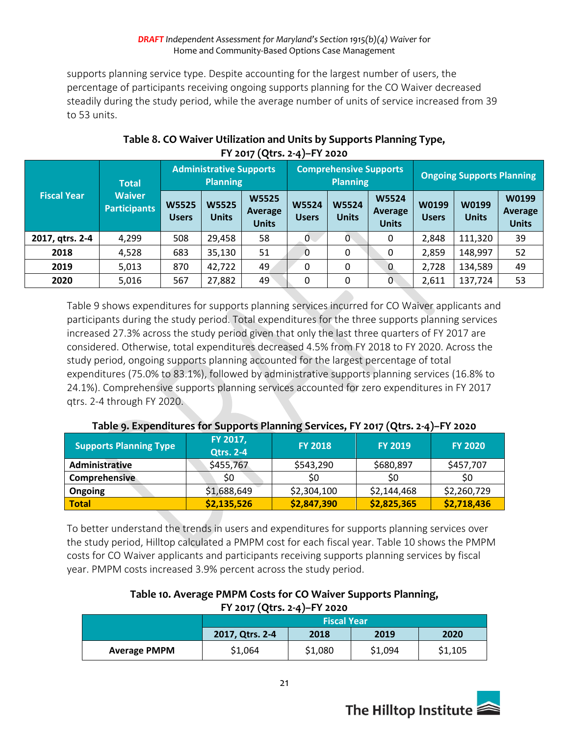supports planning service type. Despite accounting for the largest number of users, the percentage of participants receiving ongoing supports planning for the CO Waiver decreased steadily during the study period, while the average number of units of service increased from 39 to 53 units.

**Table 8. CO Waiver Utilization and Units by Supports Planning Type, FY 2017 (Qtrs. 2-4)–FY 2020**

| Fiscal Year | Total Waiver Participants | Administrative Supports Planning | | | Comprehensive Supports Planning | | | Ongoing Supports Planning | | |
|---|---|---|---|---|---|---|---|---|---|---|
| | | W5525 Users | W5525 Units | W5525 Average Units | W5524 Users | W5524 Units | W5524 Average Units | W0199 Users | W0199 Units | W0199 Average Units |
| **2017, qtrs. 2-4** | 4,299 | 508 | 29,458 | 58 | 0 | 0 | 0 | 2,848 | 111,320 | 39 |
| **2018** | 4,528 | 683 | 35,130 | 51 | 0 | 0 | 0 | 2,859 | 148,997 | 52 |
| **2019** | 5,013 | 870 | 42,722 | 49 | 0 | 0 | 0 | 2,728 | 134,589 | 49 |
| **2020** | 5,016 | 567 | 27,882 | 49 | 0 | 0 | 0 | 2,611 | 137,724 | 53 |

Table 9 shows expenditures for supports planning services incurred for CO Waiver applicants and participants during the study period. Total expenditures for the three supports planning services increased 27.3% across the study period given that only the last three quarters of FY 2017 are considered. Otherwise, total expenditures decreased 4.5% from FY 2018 to FY 2020. Across the study period, ongoing supports planning accounted for the largest percentage of total expenditures (75.0% to 83.1%), followed by administrative supports planning services (16.8% to 24.1%). Comprehensive supports planning services accounted for zero expenditures in FY 2017 qtrs. 2-4 through FY 2020.

**Table 9. Expenditures for Supports Planning Services, FY 2017 (Qtrs. 2-4)–FY 2020**

| Supports Planning Type | FY 2017, Qtrs. 2-4 | FY 2018 | FY 2019 | FY 2020 |
|---|---|---|---|---|
| **Administrative** | $455,767 | $543,290 | $680,897 | $457,707 |
| **Comprehensive** | $0 | $0 | $0 | $0 |
| **Ongoing** | $1,688,649 | $2,304,100 | $2,144,468 | $2,260,729 |
| **Total** | **$2,135,526** | **$2,847,390** | **$2,825,365** | **$2,718,436** |

To better understand the trends in users and expenditures for supports planning services over the study period, Hilltop calculated a PMPM cost for each fiscal year. Table 10 shows the PMPM costs for CO Waiver applicants and participants receiving supports planning services by fiscal year. PMPM costs increased 3.9% percent across the study period.

**Table 10. Average PMPM Costs for CO Waiver Supports Planning, FY 2017 (Qtrs. 2-4)–FY 2020**

| | Fiscal Year | | | |
|---|---|---|---|---|
| | 2017, Qtrs. 2-4 | 2018 | 2019 | 2020 |
| **Average PMPM** | $1,064 | $1,080 | $1,094 | $1,105 |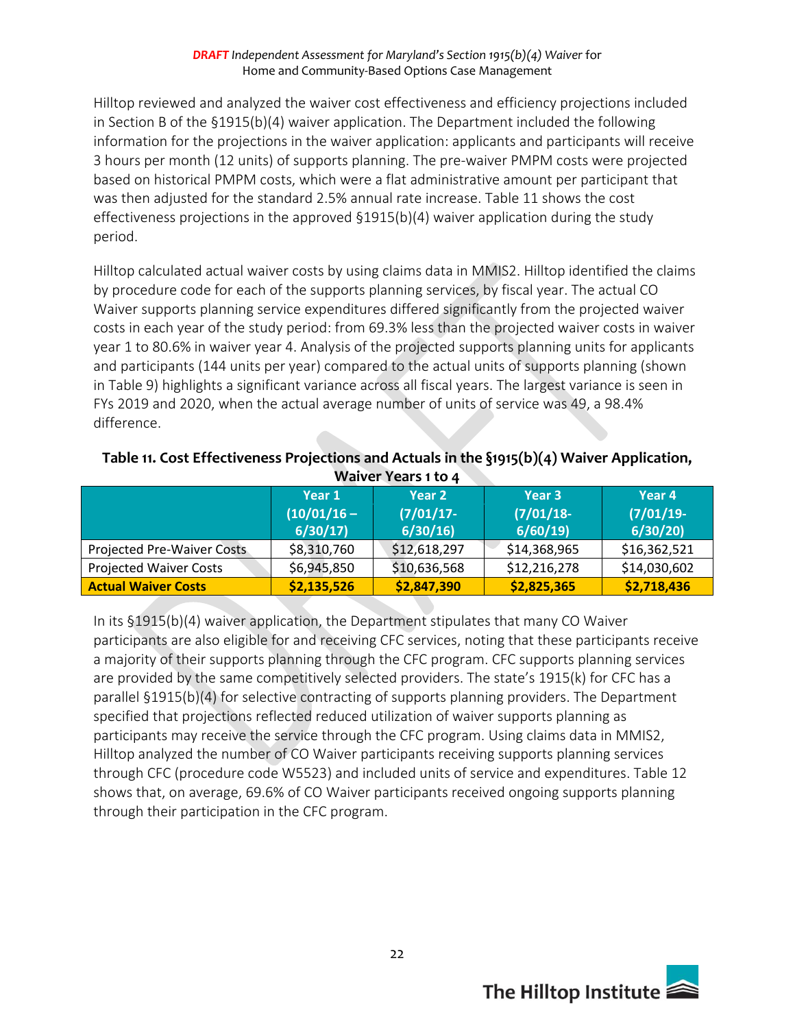Hilltop reviewed and analyzed the waiver cost effectiveness and efficiency projections included in Section B of the §1915(b)(4) waiver application. The Department included the following information for the projections in the waiver application: applicants and participants will receive 3 hours per month (12 units) of supports planning. The pre-waiver PMPM costs were projected based on historical PMPM costs, which were a flat administrative amount per participant that was then adjusted for the standard 2.5% annual rate increase. Table 11 shows the cost effectiveness projections in the approved §1915(b)(4) waiver application during the study period.

Hilltop calculated actual waiver costs by using claims data in MMIS2. Hilltop identified the claims by procedure code for each of the supports planning services, by fiscal year. The actual CO Waiver supports planning service expenditures differed significantly from the projected waiver costs in each year of the study period: from 69.3% less than the projected waiver costs in waiver year 1 to 80.6% in waiver year 4. Analysis of the projected supports planning units for applicants and participants (144 units per year) compared to the actual units of supports planning (shown in Table 9) highlights a significant variance across all fiscal years. The largest variance is seen in FYs 2019 and 2020, when the actual average number of units of service was 49, a 98.4% difference.

**Table 11. Cost Effectiveness Projections and Actuals in the §1915(b)(4) Waiver Application, Waiver Years 1 to 4**

| | Year 1 (10/01/16 – 6/30/17) | Year 2 (7/01/17-6/30/16) | Year 3 (7/01/18-6/60/19) | Year 4 (7/01/19-6/30/20) |
|---|---|---|---|---|
| Projected Pre-Waiver Costs | $8,310,760 | $12,618,297 | $14,368,965 | $16,362,521 |
| Projected Waiver Costs | $6,945,850 | $10,636,568 | $12,216,278 | $14,030,602 |
| **Actual Waiver Costs** | **$2,135,526** | **$2,847,390** | **$2,825,365** | **$2,718,436** |

In its §1915(b)(4) waiver application, the Department stipulates that many CO Waiver participants are also eligible for and receiving CFC services, noting that these participants receive a majority of their supports planning through the CFC program. CFC supports planning services are provided by the same competitively selected providers. The state's 1915(k) for CFC has a parallel §1915(b)(4) for selective contracting of supports planning providers. The Department specified that projections reflected reduced utilization of waiver supports planning as participants may receive the service through the CFC program. Using claims data in MMIS2, Hilltop analyzed the number of CO Waiver participants receiving supports planning services through CFC (procedure code W5523) and included units of service and expenditures. Table 12 shows that, on average, 69.6% of CO Waiver participants received ongoing supports planning through their participation in the CFC program.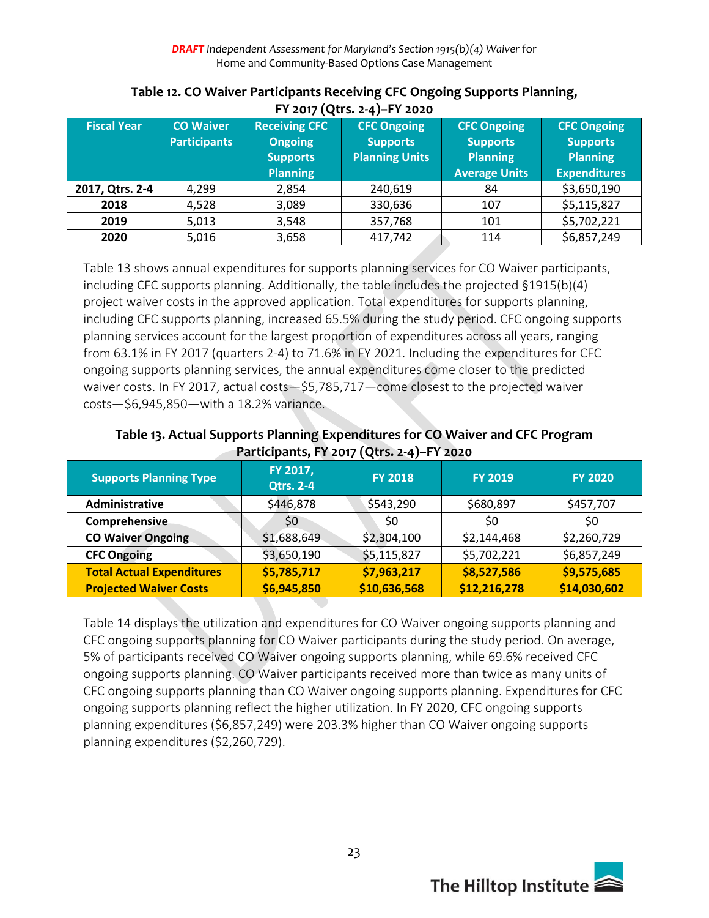**Table 12. CO Waiver Participants Receiving CFC Ongoing Supports Planning, FY 2017 (Qtrs. 2-4)–FY 2020**

| Fiscal Year | CO Waiver Participants | Receiving CFC Ongoing Supports Planning | CFC Ongoing Supports Planning Units | CFC Ongoing Supports Planning Average Units | CFC Ongoing Supports Planning Expenditures |
|---|---|---|---|---|---|
| **2017, Qtrs. 2-4** | 4,299 | 2,854 | 240,619 | 84 | $3,650,190 |
| **2018** | 4,528 | 3,089 | 330,636 | 107 | $5,115,827 |
| **2019** | 5,013 | 3,548 | 357,768 | 101 | $5,702,221 |
| **2020** | 5,016 | 3,658 | 417,742 | 114 | $6,857,249 |

Table 13 shows annual expenditures for supports planning services for CO Waiver participants, including CFC supports planning. Additionally, the table includes the projected §1915(b)(4) project waiver costs in the approved application. Total expenditures for supports planning, including CFC supports planning, increased 65.5% during the study period. CFC ongoing supports planning services account for the largest proportion of expenditures across all years, ranging from 63.1% in FY 2017 (quarters 2-4) to 71.6% in FY 2021. Including the expenditures for CFC ongoing supports planning services, the annual expenditures come closer to the predicted waiver costs. In FY 2017, actual costs—$5,785,717—come closest to the projected waiver costs—$6,945,850—with a 18.2% variance.

**Table 13. Actual Supports Planning Expenditures for CO Waiver and CFC Program Participants, FY 2017 (Qtrs. 2-4)–FY 2020**

| Supports Planning Type | FY 2017, Qtrs. 2-4 | FY 2018 | FY 2019 | FY 2020 |
|---|---|---|---|---|
| **Administrative** | $446,878 | $543,290 | $680,897 | $457,707 |
| **Comprehensive** | $0 | $0 | $0 | $0 |
| **CO Waiver Ongoing** | $1,688,649 | $2,304,100 | $2,144,468 | $2,260,729 |
| **CFC Ongoing** | $3,650,190 | $5,115,827 | $5,702,221 | $6,857,249 |
| **Total Actual Expenditures** | **$5,785,717** | **$7,963,217** | **$8,527,586** | **$9,575,685** |
| **Projected Waiver Costs** | **$6,945,850** | **$10,636,568** | **$12,216,278** | **$14,030,602** |

Table 14 displays the utilization and expenditures for CO Waiver ongoing supports planning and CFC ongoing supports planning for CO Waiver participants during the study period. On average, 5% of participants received CO Waiver ongoing supports planning, while 69.6% received CFC ongoing supports planning. CO Waiver participants received more than twice as many units of CFC ongoing supports planning than CO Waiver ongoing supports planning. Expenditures for CFC ongoing supports planning reflect the higher utilization. In FY 2020, CFC ongoing supports planning expenditures ($6,857,249) were 203.3% higher than CO Waiver ongoing supports planning expenditures ($2,260,729).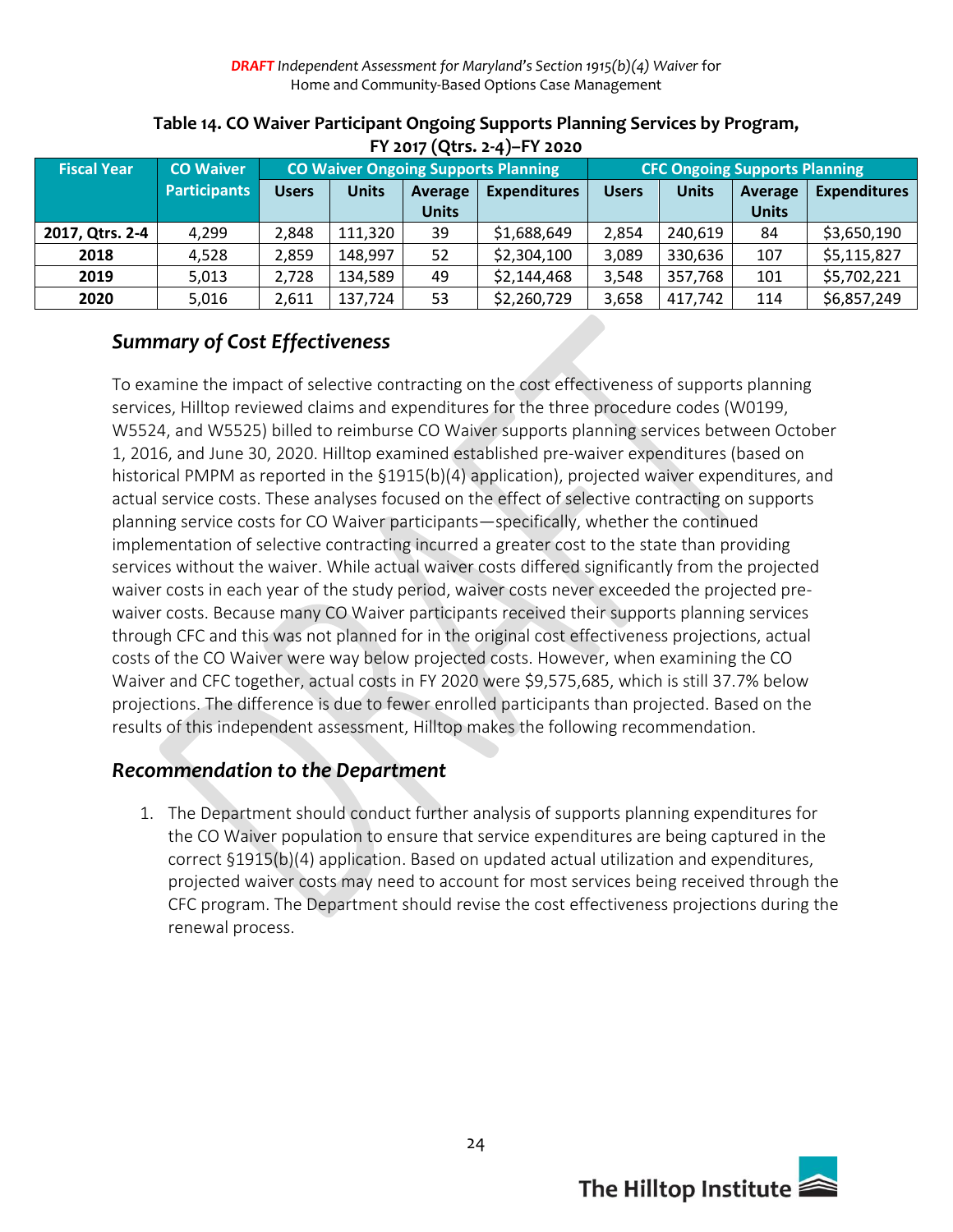**Table 14. CO Waiver Participant Ongoing Supports Planning Services by Program, FY 2017 (Qtrs. 2-4)–FY 2020**

| Fiscal Year | CO Waiver Participants | CO Waiver Ongoing Supports Planning | | | | CFC Ongoing Supports Planning | | | |
|---|---|---|---|---|---|---|---|---|---|
| | | Users | Units | Average Units | Expenditures | Users | Units | Average Units | Expenditures |
| **2017, Qtrs. 2-4** | 4,299 | 2,848 | 111,320 | 39 | $1,688,649 | 2,854 | 240,619 | 84 | $3,650,190 |
| **2018** | 4,528 | 2,859 | 148,997 | 52 | $2,304,100 | 3,089 | 330,636 | 107 | $5,115,827 |
| **2019** | 5,013 | 2,728 | 134,589 | 49 | $2,144,468 | 3,548 | 357,768 | 101 | $5,702,221 |
| **2020** | 5,016 | 2,611 | 137,724 | 53 | $2,260,729 | 3,658 | 417,742 | 114 | $6,857,249 |

## *Summary of Cost Effectiveness*

To examine the impact of selective contracting on the cost effectiveness of supports planning services, Hilltop reviewed claims and expenditures for the three procedure codes (W0199, W5524, and W5525) billed to reimburse CO Waiver supports planning services between October 1, 2016, and June 30, 2020. Hilltop examined established pre-waiver expenditures (based on historical PMPM as reported in the §1915(b)(4) application), projected waiver expenditures, and actual service costs. These analyses focused on the effect of selective contracting on supports planning service costs for CO Waiver participants—specifically, whether the continued implementation of selective contracting incurred a greater cost to the state than providing services without the waiver. While actual waiver costs differed significantly from the projected waiver costs in each year of the study period, waiver costs never exceeded the projected pre-waiver costs. Because many CO Waiver participants received their supports planning services through CFC and this was not planned for in the original cost effectiveness projections, actual costs of the CO Waiver were way below projected costs. However, when examining the CO Waiver and CFC together, actual costs in FY 2020 were $9,575,685, which is still 37.7% below projections. The difference is due to fewer enrolled participants than projected. Based on the results of this independent assessment, Hilltop makes the following recommendation.

## *Recommendation to the Department*

1. The Department should conduct further analysis of supports planning expenditures for the CO Waiver population to ensure that service expenditures are being captured in the correct §1915(b)(4) application. Based on updated actual utilization and expenditures, projected waiver costs may need to account for most services being received through the CFC program. The Department should revise the cost effectiveness projections during the renewal process.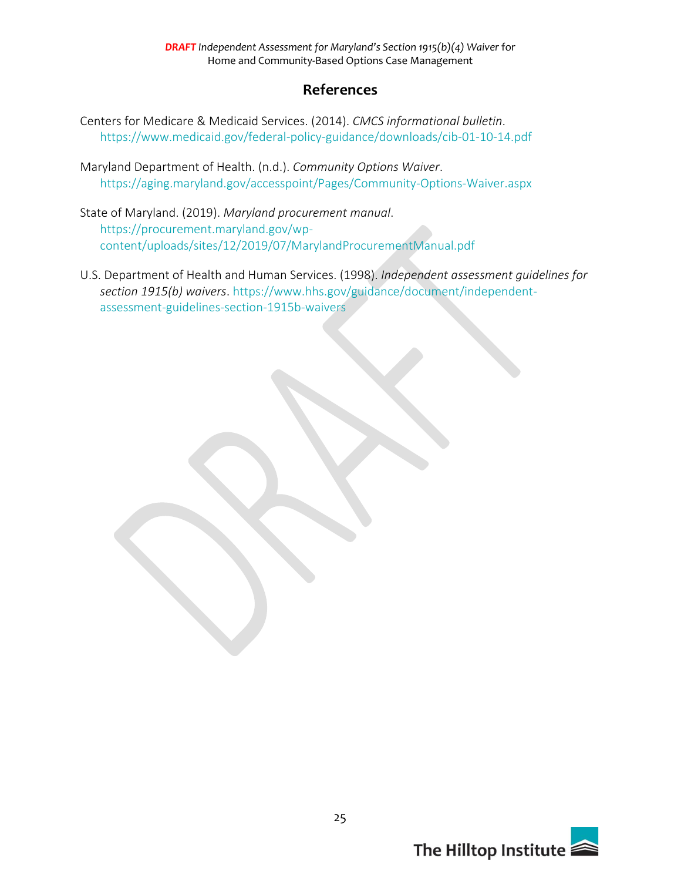# References

Centers for Medicare & Medicaid Services. (2014). *CMCS informational bulletin*. https://www.medicaid.gov/federal-policy-guidance/downloads/cib-01-10-14.pdf

Maryland Department of Health. (n.d.). *Community Options Waiver*. https://aging.maryland.gov/accesspoint/Pages/Community-Options-Waiver.aspx

State of Maryland. (2019). *Maryland procurement manual*. https://procurement.maryland.gov/wp-content/uploads/sites/12/2019/07/MarylandProcurementManual.pdf

U.S. Department of Health and Human Services. (1998). *Independent assessment guidelines for section 1915(b) waivers*. https://www.hhs.gov/guidance/document/independent-assessment-guidelines-section-1915b-waivers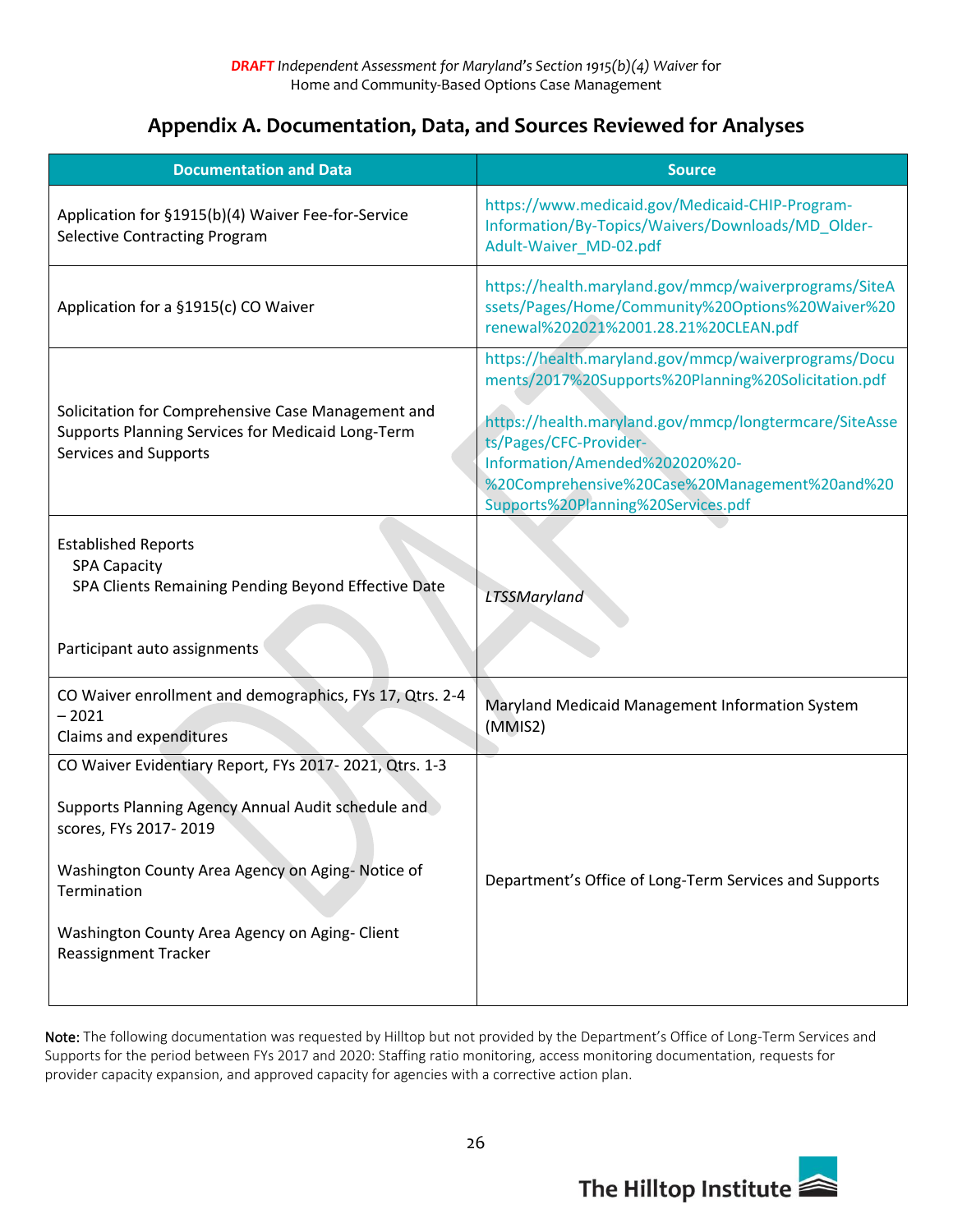## Appendix A. Documentation, Data, and Sources Reviewed for Analyses

| Documentation and Data | Source |
|---|---|
| Application for §1915(b)(4) Waiver Fee-for-Service Selective Contracting Program | https://www.medicaid.gov/Medicaid-CHIP-Program-Information/By-Topics/Waivers/Downloads/MD_Older-Adult-Waiver_MD-02.pdf |
| Application for a §1915(c) CO Waiver | https://health.maryland.gov/mmcp/waiverprograms/SiteAssets/Pages/Home/Community%20Options%20Waiver%20renewal%202021%2001.28.21%20CLEAN.pdf |
| Solicitation for Comprehensive Case Management and Supports Planning Services for Medicaid Long-Term Services and Supports | https://health.maryland.gov/mmcp/waiverprograms/Documents/2017%20Supports%20Planning%20Solicitation.pdf<br><br>https://health.maryland.gov/mmcp/longtermcare/SiteAssets/Pages/CFC-Provider-Information/Amended%202020%20-%20Comprehensive%20Case%20Management%20and%20Supports%20Planning%20Services.pdf |
| Established Reports<br>SPA Capacity<br>SPA Clients Remaining Pending Beyond Effective Date<br><br>Participant auto assignments | *LTSSMaryland* |
| CO Waiver enrollment and demographics, FYs 17, Qtrs. 2-4 – 2021<br>Claims and expenditures | Maryland Medicaid Management Information System (MMIS2) |
| CO Waiver Evidentiary Report, FYs 2017- 2021, Qtrs. 1-3<br><br>Supports Planning Agency Annual Audit schedule and scores, FYs 2017- 2019<br><br>Washington County Area Agency on Aging- Notice of Termination<br><br>Washington County Area Agency on Aging- Client Reassignment Tracker | Department's Office of Long-Term Services and Supports |

Note: The following documentation was requested by Hilltop but not provided by the Department's Office of Long-Term Services and Supports for the period between FYs 2017 and 2020: Staffing ratio monitoring, access monitoring documentation, requests for provider capacity expansion, and approved capacity for agencies with a corrective action plan.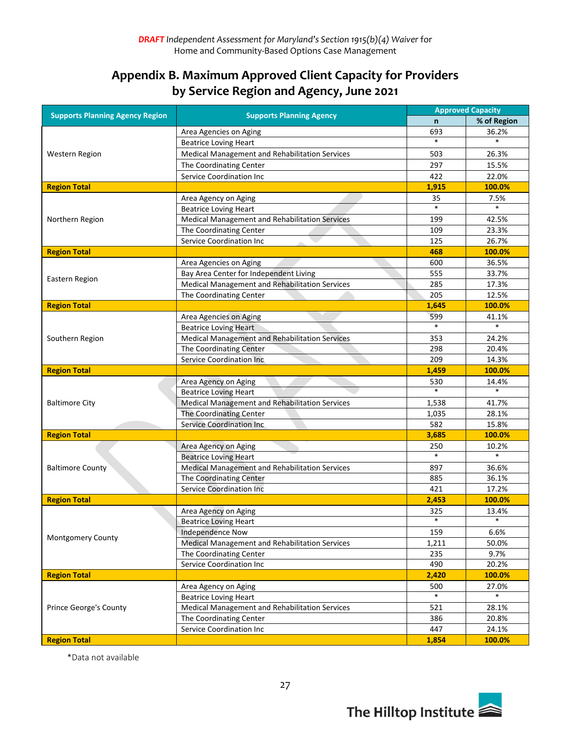## Appendix B. Maximum Approved Client Capacity for Providers by Service Region and Agency, June 2021

| Supports Planning Agency Region | Supports Planning Agency | Approved Capacity | |
|---|---|---|---|
| | | n | % of Region |
| Western Region | Area Agencies on Aging | 693 | 36.2% |
| | Beatrice Loving Heart | * | * |
| | Medical Management and Rehabilitation Services | 503 | 26.3% |
| | The Coordinating Center | 297 | 15.5% |
| | Service Coordination Inc | 422 | 22.0% |
| **Region Total** | | **1,915** | **100.0%** |
| Northern Region | Area Agency on Aging | 35 | 7.5% |
| | Beatrice Loving Heart | * | * |
| | Medical Management and Rehabilitation Services | 199 | 42.5% |
| | The Coordinating Center | 109 | 23.3% |
| | Service Coordination Inc | 125 | 26.7% |
| **Region Total** | | **468** | **100.0%** |
| Eastern Region | Area Agencies on Aging | 600 | 36.5% |
| | Bay Area Center for Independent Living | 555 | 33.7% |
| | Medical Management and Rehabilitation Services | 285 | 17.3% |
| | The Coordinating Center | 205 | 12.5% |
| **Region Total** | | **1,645** | **100.0%** |
| Southern Region | Area Agencies on Aging | 599 | 41.1% |
| | Beatrice Loving Heart | * | * |
| | Medical Management and Rehabilitation Services | 353 | 24.2% |
| | The Coordinating Center | 298 | 20.4% |
| | Service Coordination Inc | 209 | 14.3% |
| **Region Total** | | **1,459** | **100.0%** |
| Baltimore City | Area Agency on Aging | 530 | 14.4% |
| | Beatrice Loving Heart | * | * |
| | Medical Management and Rehabilitation Services | 1,538 | 41.7% |
| | The Coordinating Center | 1,035 | 28.1% |
| | Service Coordination Inc | 582 | 15.8% |
| **Region Total** | | **3,685** | **100.0%** |
| Baltimore County | Area Agency on Aging | 250 | 10.2% |
| | Beatrice Loving Heart | * | * |
| | Medical Management and Rehabilitation Services | 897 | 36.6% |
| | The Coordinating Center | 885 | 36.1% |
| | Service Coordination Inc | 421 | 17.2% |
| **Region Total** | | **2,453** | **100.0%** |
| Montgomery County | Area Agency on Aging | 325 | 13.4% |
| | Beatrice Loving Heart | * | * |
| | Independence Now | 159 | 6.6% |
| | Medical Management and Rehabilitation Services | 1,211 | 50.0% |
| | The Coordinating Center | 235 | 9.7% |
| | Service Coordination Inc | 490 | 20.2% |
| **Region Total** | | **2,420** | **100.0%** |
| Prince George's County | Area Agency on Aging | 500 | 27.0% |
| | Beatrice Loving Heart | * | * |
| | Medical Management and Rehabilitation Services | 521 | 28.1% |
| | The Coordinating Center | 386 | 20.8% |
| | Service Coordination Inc | 447 | 24.1% |
| **Region Total** | | **1,854** | **100.0%** |

*Data not available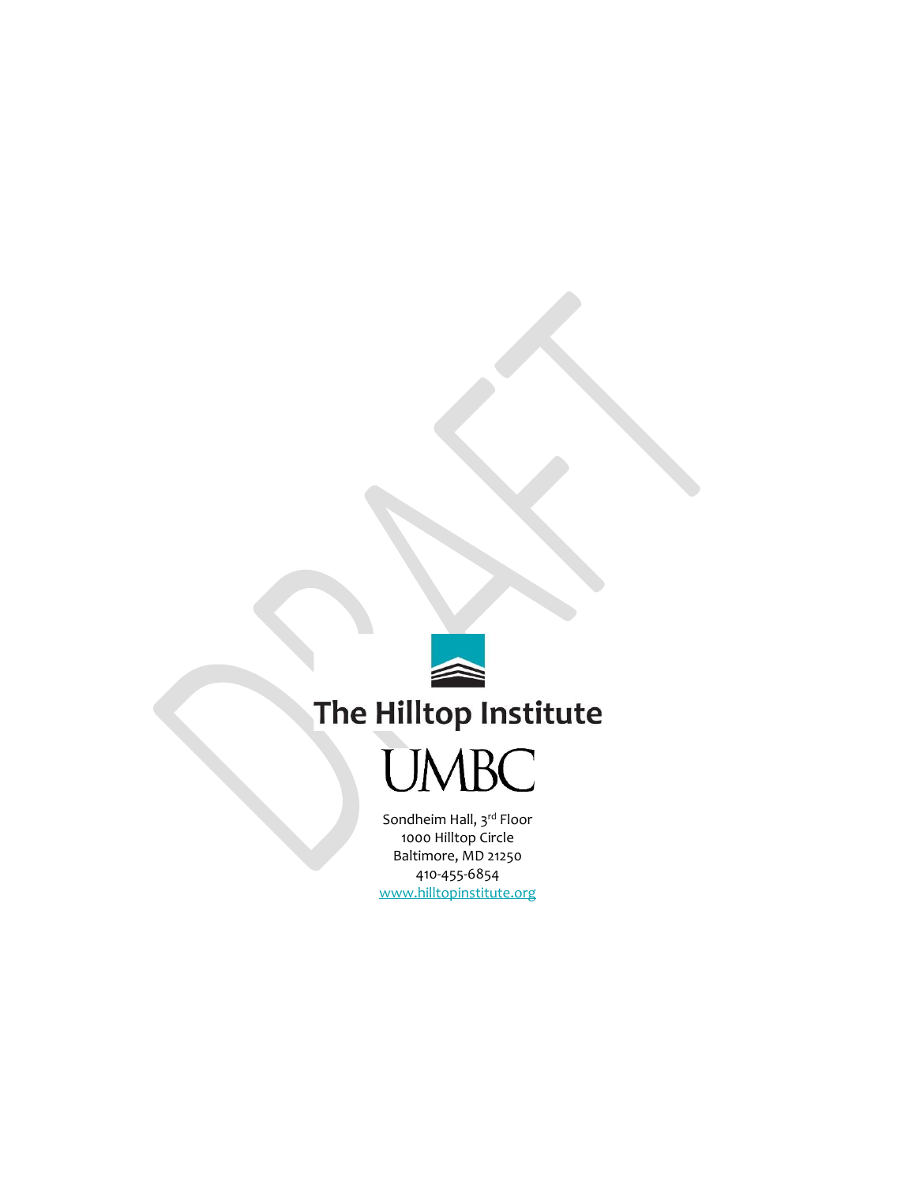The Hilltop Institute

UMBC

Sondheim Hall, 3rd Floor
1000 Hilltop Circle
Baltimore, MD 21250
410-455-6854
www.hilltopinstitute.org